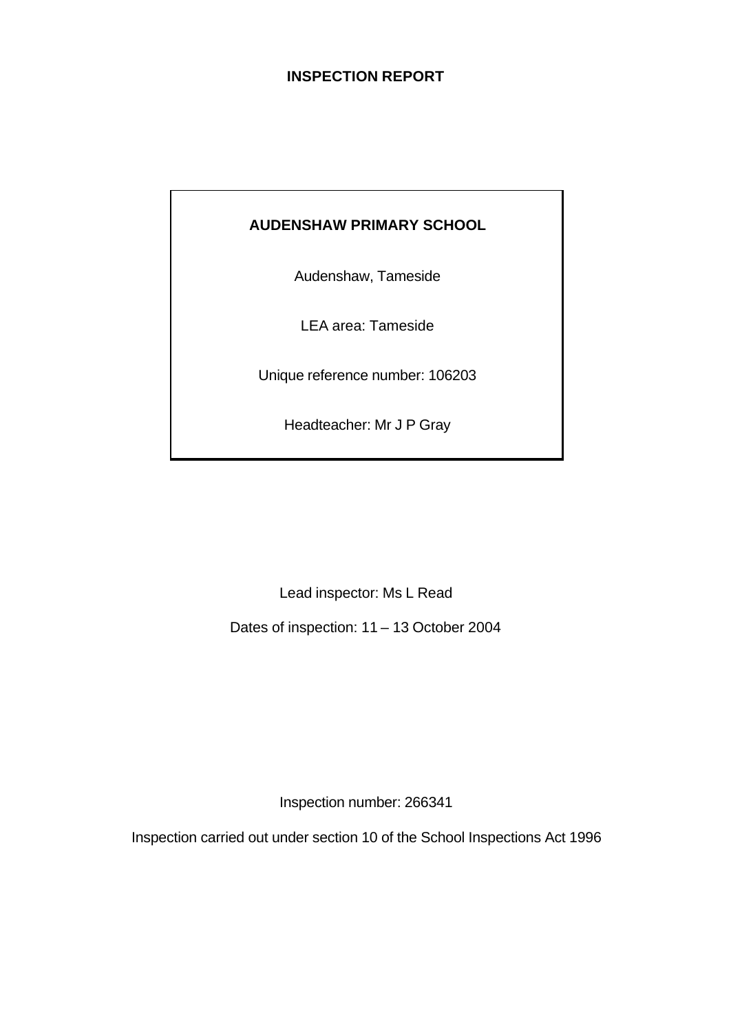# INSPECTION REPORT

**AUDENSHAW PRIMARY SCHOOL**

Audenshaw, Tameside

LEA area: Tameside

Unique reference number: 106203

Headteacher: Mr J P Gray

Lead inspector: Ms L Read

Dates of inspection: 11 – 13 October 2004

Inspection number: 266341

Inspection carried out under section 10 of the School Inspections Act 1996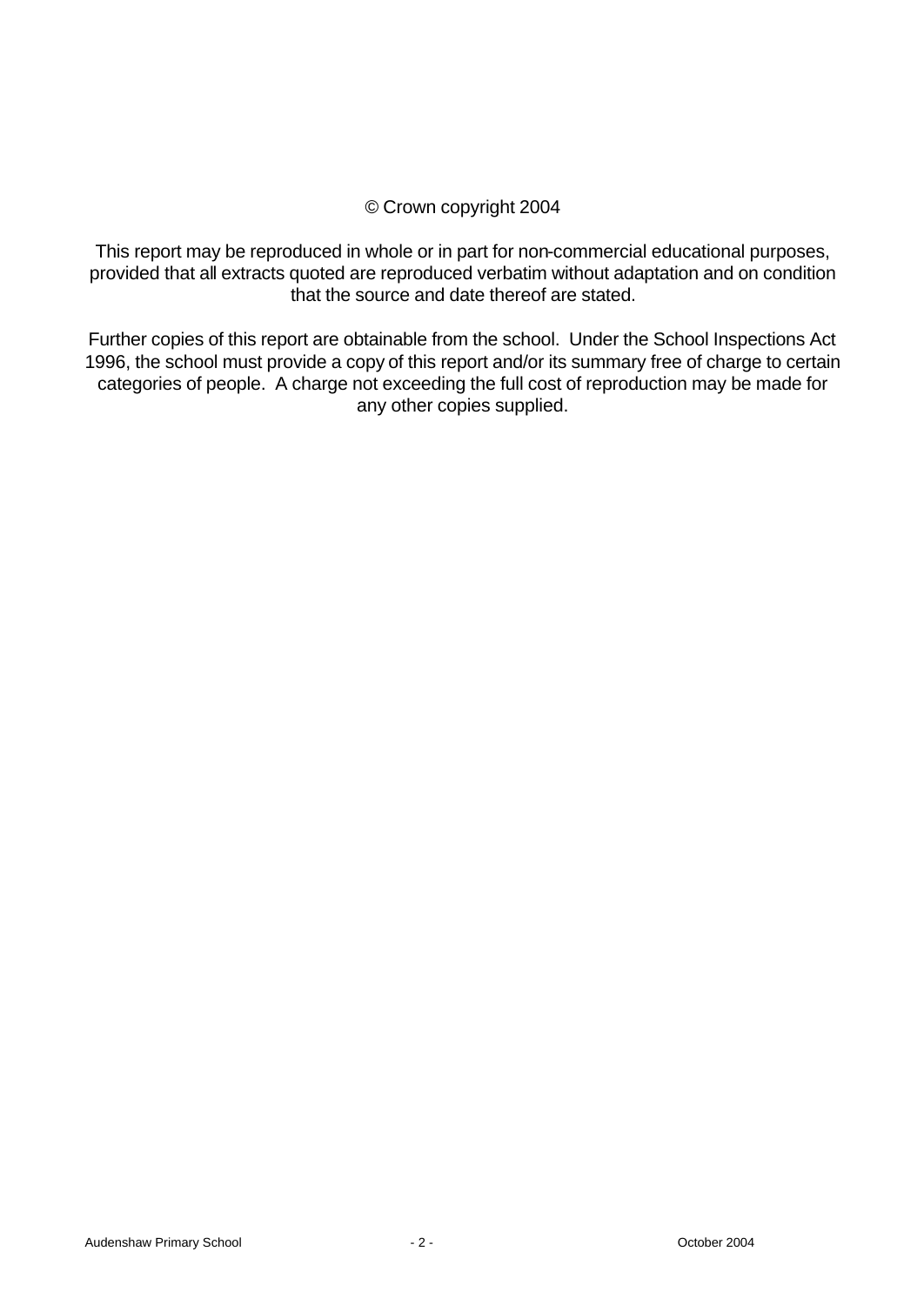© Crown copyright 2004

This report may be reproduced in whole or in part for non-commercial educational purposes, provided that all extracts quoted are reproduced verbatim without adaptation and on condition that the source and date thereof are stated.

Further copies of this report are obtainable from the school. Under the School Inspections Act 1996, the school must provide a copy of this report and/or its summary free of charge to certain categories of people. A charge not exceeding the full cost of reproduction may be made for any other copies supplied.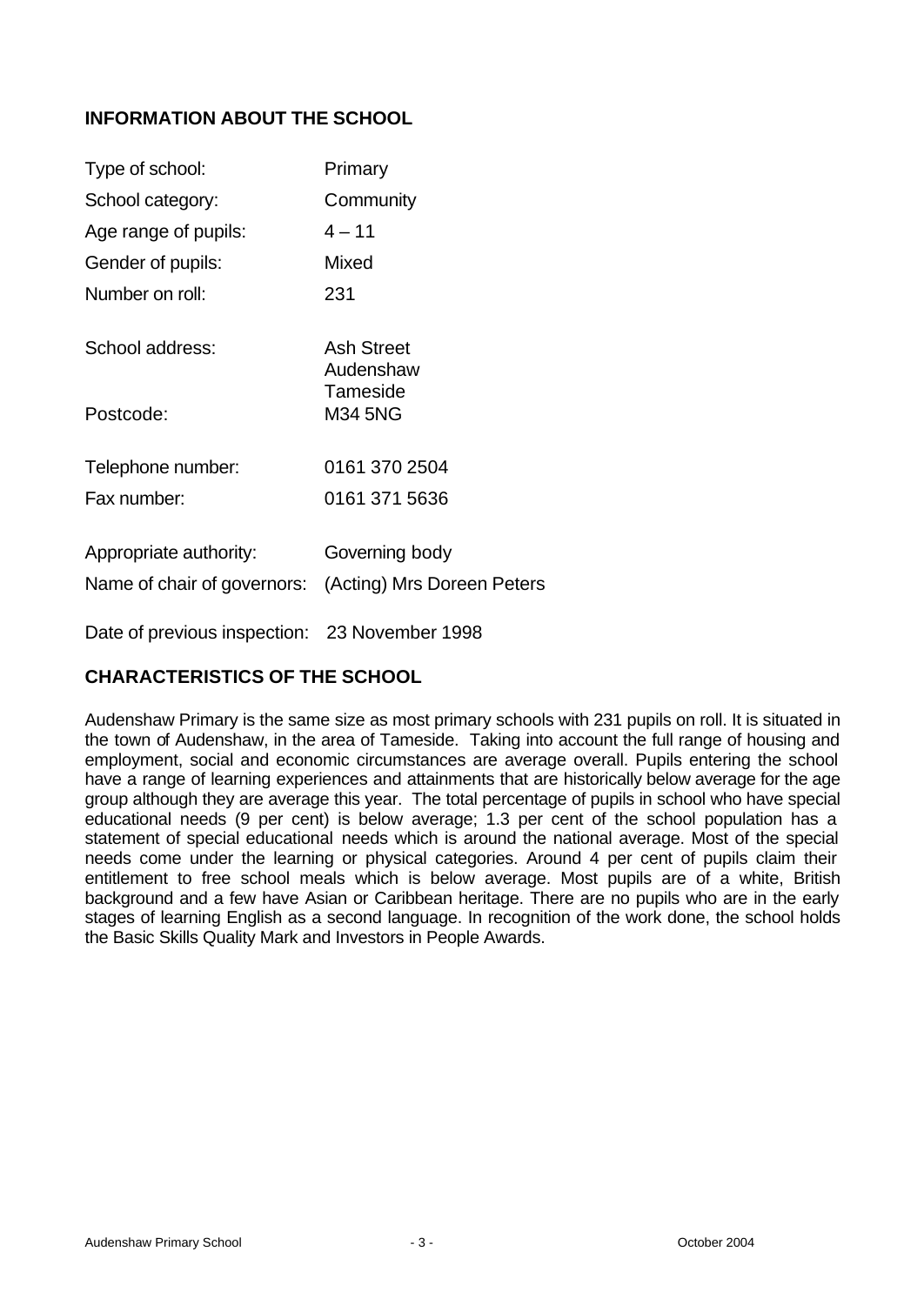## INFORMATION ABOUT THE SCHOOL

| | |
|---|---|
| Type of school: | Primary |
| School category: | Community |
| Age range of pupils: | 4 – 11 |
| Gender of pupils: | Mixed |
| Number on roll: | 231 |
| School address: | Ash Street<br>Audenshaw<br>Tameside |
| Postcode: | M34 5NG |
| Telephone number: | 0161 370 2504 |
| Fax number: | 0161 371 5636 |
| Appropriate authority: | Governing body |
| Name of chair of governors: | (Acting) Mrs Doreen Peters |
| Date of previous inspection: | 23 November 1998 |

## CHARACTERISTICS OF THE SCHOOL

Audenshaw Primary is the same size as most primary schools with 231 pupils on roll. It is situated in the town of Audenshaw, in the area of Tameside. Taking into account the full range of housing and employment, social and economic circumstances are average overall. Pupils entering the school have a range of learning experiences and attainments that are historically below average for the age group although they are average this year. The total percentage of pupils in school who have special educational needs (9 per cent) is below average; 1.3 per cent of the school population has a statement of special educational needs which is around the national average. Most of the special needs come under the learning or physical categories. Around 4 per cent of pupils claim their entitlement to free school meals which is below average. Most pupils are of a white, British background and a few have Asian or Caribbean heritage. There are no pupils who are in the early stages of learning English as a second language. In recognition of the work done, the school holds the Basic Skills Quality Mark and Investors in People Awards.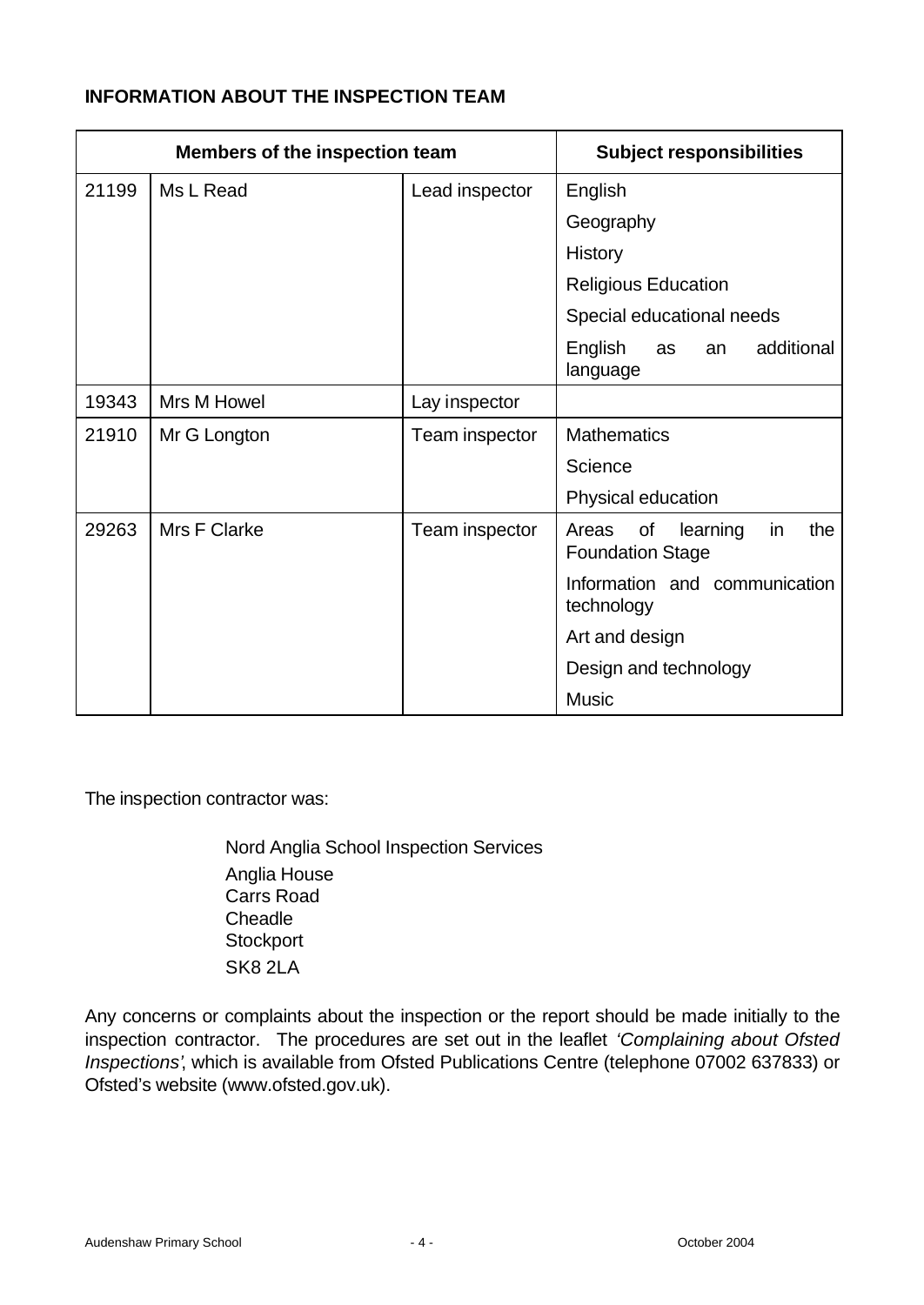**INFORMATION ABOUT THE INSPECTION TEAM**

| Members of the inspection team | | | Subject responsibilities |
|---|---|---|---|
| 21199 | Ms L Read | Lead inspector | English |
| | | | Geography |
| | | | History |
| | | | Religious Education |
| | | | Special educational needs |
| | | | English as an additional language |
| 19343 | Mrs M Howel | Lay inspector | |
| 21910 | Mr G Longton | Team inspector | Mathematics |
| | | | Science |
| | | | Physical education |
| 29263 | Mrs F Clarke | Team inspector | Areas of learning in the Foundation Stage |
| | | | Information and communication technology |
| | | | Art and design |
| | | | Design and technology |
| | | | Music |

The inspection contractor was:

Nord Anglia School Inspection Services
Anglia House
Carrs Road
Cheadle
Stockport
SK8 2LA

Any concerns or complaints about the inspection or the report should be made initially to the inspection contractor. The procedures are set out in the leaflet *'Complaining about Ofsted Inspections'*, which is available from Ofsted Publications Centre (telephone 07002 637833) or Ofsted's website (www.ofsted.gov.uk).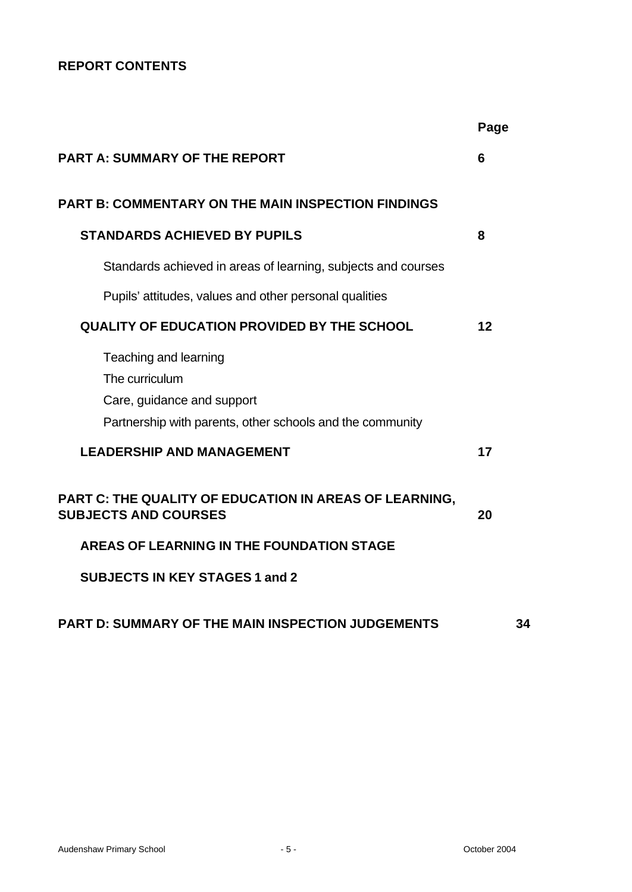**REPORT CONTENTS**

| | Page |
|---|---|
| **PART A: SUMMARY OF THE REPORT** | **6** |
| **PART B: COMMENTARY ON THE MAIN INSPECTION FINDINGS** | |
| **STANDARDS ACHIEVED BY PUPILS** | **8** |
| Standards achieved in areas of learning, subjects and courses | |
| Pupils' attitudes, values and other personal qualities | |
| **QUALITY OF EDUCATION PROVIDED BY THE SCHOOL** | **12** |
| Teaching and learning | |
| The curriculum | |
| Care, guidance and support | |
| Partnership with parents, other schools and the community | |
| **LEADERSHIP AND MANAGEMENT** | **17** |
| **PART C: THE QUALITY OF EDUCATION IN AREAS OF LEARNING, SUBJECTS AND COURSES** | **20** |
| **AREAS OF LEARNING IN THE FOUNDATION STAGE** | |
| **SUBJECTS IN KEY STAGES 1 and 2** | |
| **PART D: SUMMARY OF THE MAIN INSPECTION JUDGEMENTS** | **34** |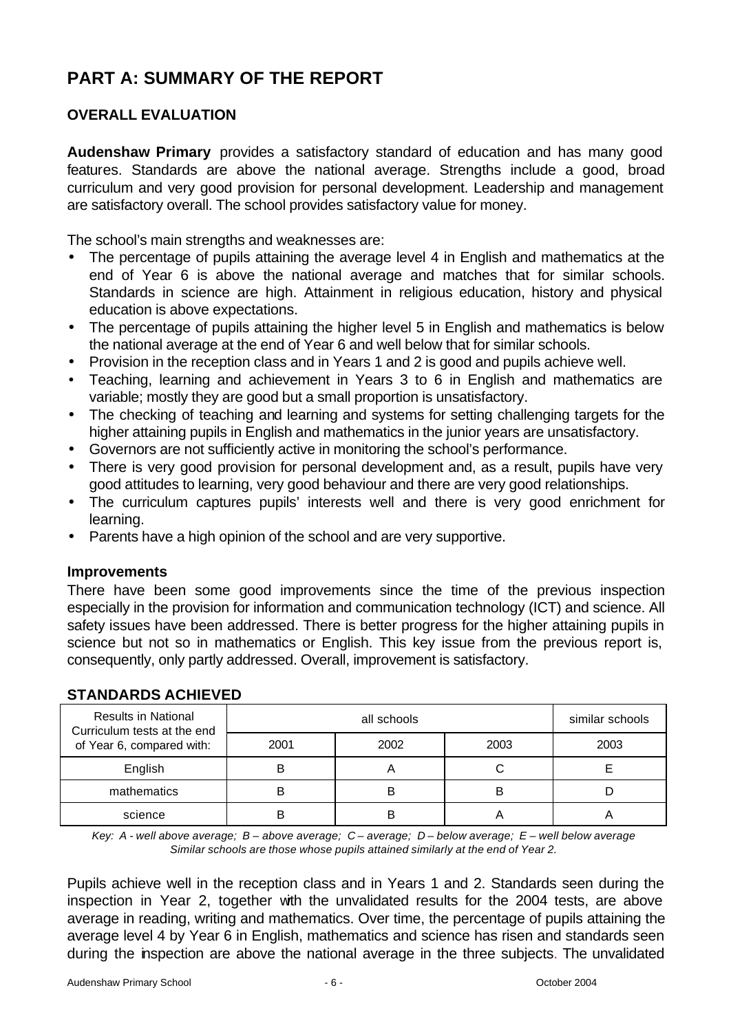# PART A: SUMMARY OF THE REPORT

## OVERALL EVALUATION

**Audenshaw Primary** provides a satisfactory standard of education and has many good features. Standards are above the national average. Strengths include a good, broad curriculum and very good provision for personal development. Leadership and management are satisfactory overall. The school provides satisfactory value for money.

The school's main strengths and weaknesses are:

- The percentage of pupils attaining the average level 4 in English and mathematics at the end of Year 6 is above the national average and matches that for similar schools. Standards in science are high. Attainment in religious education, history and physical education is above expectations.
- The percentage of pupils attaining the higher level 5 in English and mathematics is below the national average at the end of Year 6 and well below that for similar schools.
- Provision in the reception class and in Years 1 and 2 is good and pupils achieve well.
- Teaching, learning and achievement in Years 3 to 6 in English and mathematics are variable; mostly they are good but a small proportion is unsatisfactory.
- The checking of teaching and learning and systems for setting challenging targets for the higher attaining pupils in English and mathematics in the junior years are unsatisfactory.
- Governors are not sufficiently active in monitoring the school's performance.
- There is very good provision for personal development and, as a result, pupils have very good attitudes to learning, very good behaviour and there are very good relationships.
- The curriculum captures pupils' interests well and there is very good enrichment for learning.
- Parents have a high opinion of the school and are very supportive.

### Improvements

There have been some good improvements since the time of the previous inspection especially in the provision for information and communication technology (ICT) and science. All safety issues have been addressed. There is better progress for the higher attaining pupils in science but not so in mathematics or English. This key issue from the previous report is, consequently, only partly addressed. Overall, improvement is satisfactory.

## STANDARDS ACHIEVED

| Results in National Curriculum tests at the end of Year 6, compared with: | all schools | | | similar schools |
|---|---|---|---|---|
| | 2001 | 2002 | 2003 | 2003 |
| English | B | A | C | E |
| mathematics | B | B | B | D |
| science | B | B | A | A |

*Key: A - well above average; B – above average; C – average; D – below average; E – well below average*
*Similar schools are those whose pupils attained similarly at the end of Year 2.*

Pupils achieve well in the reception class and in Years 1 and 2. Standards seen during the inspection in Year 2, together with the unvalidated results for the 2004 tests, are above average in reading, writing and mathematics. Over time, the percentage of pupils attaining the average level 4 by Year 6 in English, mathematics and science has risen and standards seen during the inspection are above the national average in the three subjects. The unvalidated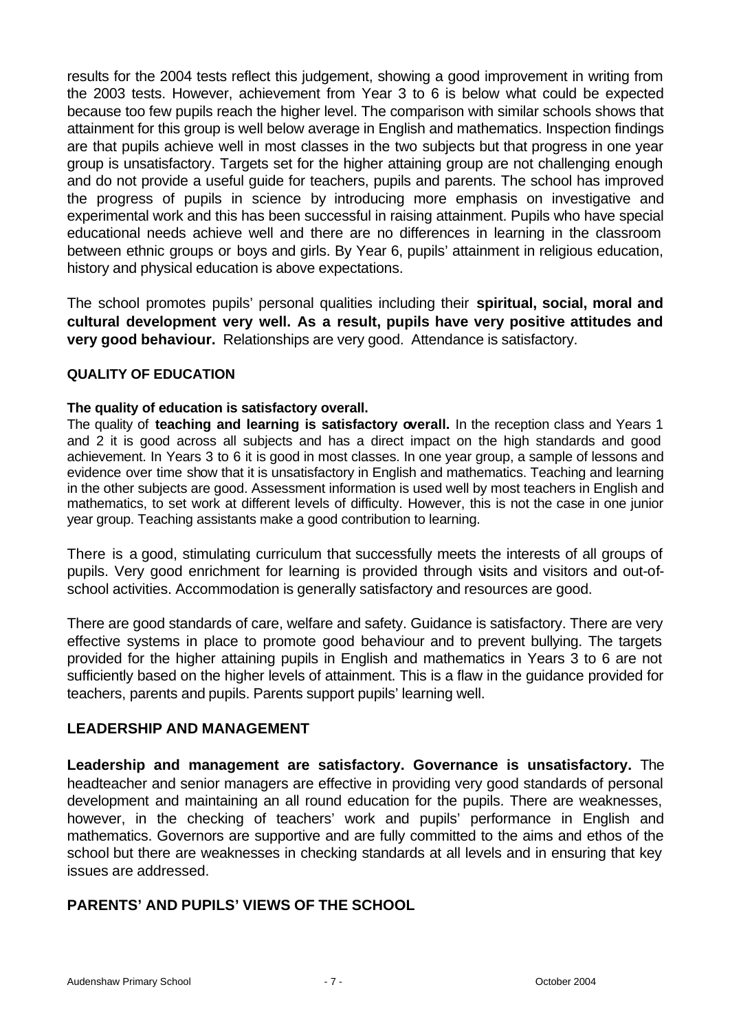results for the 2004 tests reflect this judgement, showing a good improvement in writing from the 2003 tests. However, achievement from Year 3 to 6 is below what could be expected because too few pupils reach the higher level. The comparison with similar schools shows that attainment for this group is well below average in English and mathematics. Inspection findings are that pupils achieve well in most classes in the two subjects but that progress in one year group is unsatisfactory. Targets set for the higher attaining group are not challenging enough and do not provide a useful guide for teachers, pupils and parents. The school has improved the progress of pupils in science by introducing more emphasis on investigative and experimental work and this has been successful in raising attainment. Pupils who have special educational needs achieve well and there are no differences in learning in the classroom between ethnic groups or boys and girls. By Year 6, pupils' attainment in religious education, history and physical education is above expectations.

The school promotes pupils' personal qualities including their **spiritual, social, moral and cultural development very well. As a result, pupils have very positive attitudes and very good behaviour.** Relationships are very good. Attendance is satisfactory.

## QUALITY OF EDUCATION

**The quality of education is satisfactory overall.**

The quality of **teaching and learning is satisfactory overall.** In the reception class and Years 1 and 2 it is good across all subjects and has a direct impact on the high standards and good achievement. In Years 3 to 6 it is good in most classes. In one year group, a sample of lessons and evidence over time show that it is unsatisfactory in English and mathematics. Teaching and learning in the other subjects are good. Assessment information is used well by most teachers in English and mathematics, to set work at different levels of difficulty. However, this is not the case in one junior year group. Teaching assistants make a good contribution to learning.

There is a good, stimulating curriculum that successfully meets the interests of all groups of pupils. Very good enrichment for learning is provided through visits and visitors and out-of-school activities. Accommodation is generally satisfactory and resources are good.

There are good standards of care, welfare and safety. Guidance is satisfactory. There are very effective systems in place to promote good behaviour and to prevent bullying. The targets provided for the higher attaining pupils in English and mathematics in Years 3 to 6 are not sufficiently based on the higher levels of attainment. This is a flaw in the guidance provided for teachers, parents and pupils. Parents support pupils' learning well.

## LEADERSHIP AND MANAGEMENT

**Leadership and management are satisfactory. Governance is unsatisfactory.** The headteacher and senior managers are effective in providing very good standards of personal development and maintaining an all round education for the pupils. There are weaknesses, however, in the checking of teachers' work and pupils' performance in English and mathematics. Governors are supportive and are fully committed to the aims and ethos of the school but there are weaknesses in checking standards at all levels and in ensuring that key issues are addressed.

## PARENTS' AND PUPILS' VIEWS OF THE SCHOOL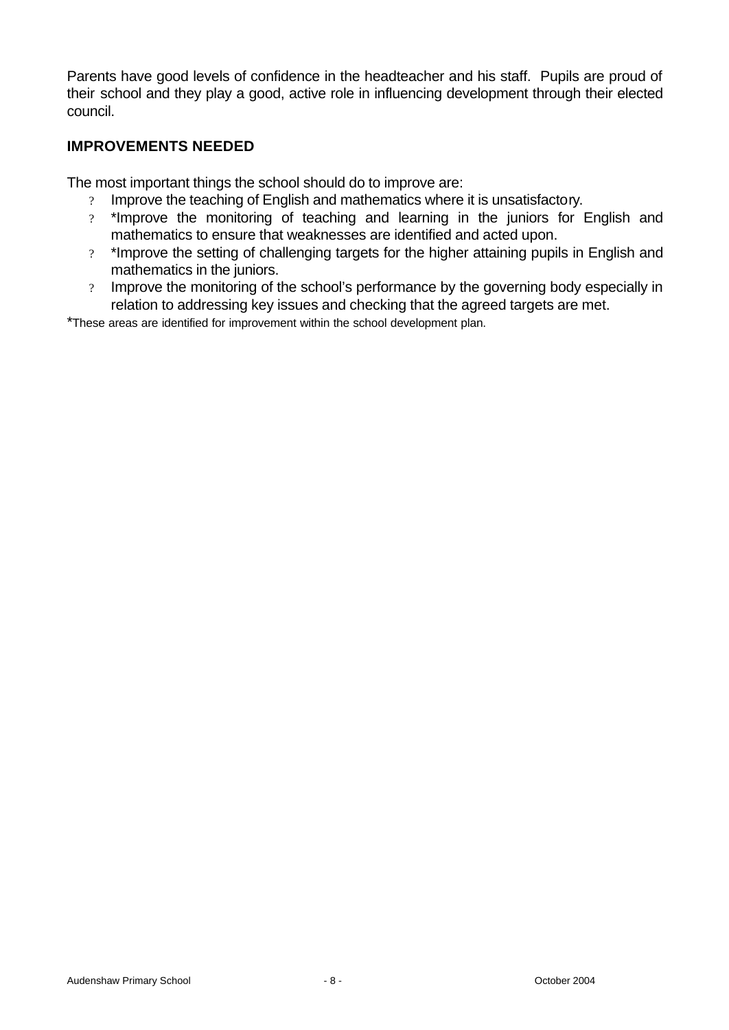Parents have good levels of confidence in the headteacher and his staff. Pupils are proud of their school and they play a good, active role in influencing development through their elected council.

## IMPROVEMENTS NEEDED

The most important things the school should do to improve are:

- Improve the teaching of English and mathematics where it is unsatisfactory.
- *Improve the monitoring of teaching and learning in the juniors for English and mathematics to ensure that weaknesses are identified and acted upon.
- *Improve the setting of challenging targets for the higher attaining pupils in English and mathematics in the juniors.
- Improve the monitoring of the school's performance by the governing body especially in relation to addressing key issues and checking that the agreed targets are met.

*These areas are identified for improvement within the school development plan.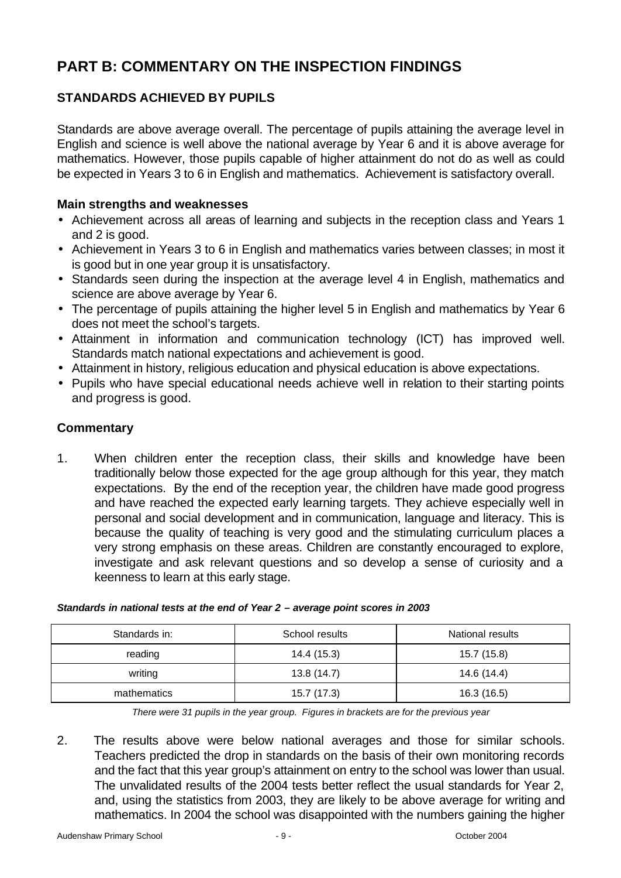# PART B: COMMENTARY ON THE INSPECTION FINDINGS

## STANDARDS ACHIEVED BY PUPILS

Standards are above average overall. The percentage of pupils attaining the average level in English and science is well above the national average by Year 6 and it is above average for mathematics. However, those pupils capable of higher attainment do not do as well as could be expected in Years 3 to 6 in English and mathematics. Achievement is satisfactory overall.

### Main strengths and weaknesses

- Achievement across all areas of learning and subjects in the reception class and Years 1 and 2 is good.
- Achievement in Years 3 to 6 in English and mathematics varies between classes; in most it is good but in one year group it is unsatisfactory.
- Standards seen during the inspection at the average level 4 in English, mathematics and science are above average by Year 6.
- The percentage of pupils attaining the higher level 5 in English and mathematics by Year 6 does not meet the school's targets.
- Attainment in information and communication technology (ICT) has improved well. Standards match national expectations and achievement is good.
- Attainment in history, religious education and physical education is above expectations.
- Pupils who have special educational needs achieve well in relation to their starting points and progress is good.

### Commentary

1. When children enter the reception class, their skills and knowledge have been traditionally below those expected for the age group although for this year, they match expectations. By the end of the reception year, the children have made good progress and have reached the expected early learning targets. They achieve especially well in personal and social development and in communication, language and literacy. This is because the quality of teaching is very good and the stimulating curriculum places a very strong emphasis on these areas. Children are constantly encouraged to explore, investigate and ask relevant questions and so develop a sense of curiosity and a keenness to learn at this early stage.

***Standards in national tests at the end of Year 2 – average point scores in 2003***

| Standards in: | School results | National results |
|---|---|---|
| reading | 14.4 (15.3) | 15.7 (15.8) |
| writing | 13.8 (14.7) | 14.6 (14.4) |
| mathematics | 15.7 (17.3) | 16.3 (16.5) |

*There were 31 pupils in the year group. Figures in brackets are for the previous year*

2. The results above were below national averages and those for similar schools. Teachers predicted the drop in standards on the basis of their own monitoring records and the fact that this year group's attainment on entry to the school was lower than usual. The unvalidated results of the 2004 tests better reflect the usual standards for Year 2, and, using the statistics from 2003, they are likely to be above average for writing and mathematics. In 2004 the school was disappointed with the numbers gaining the higher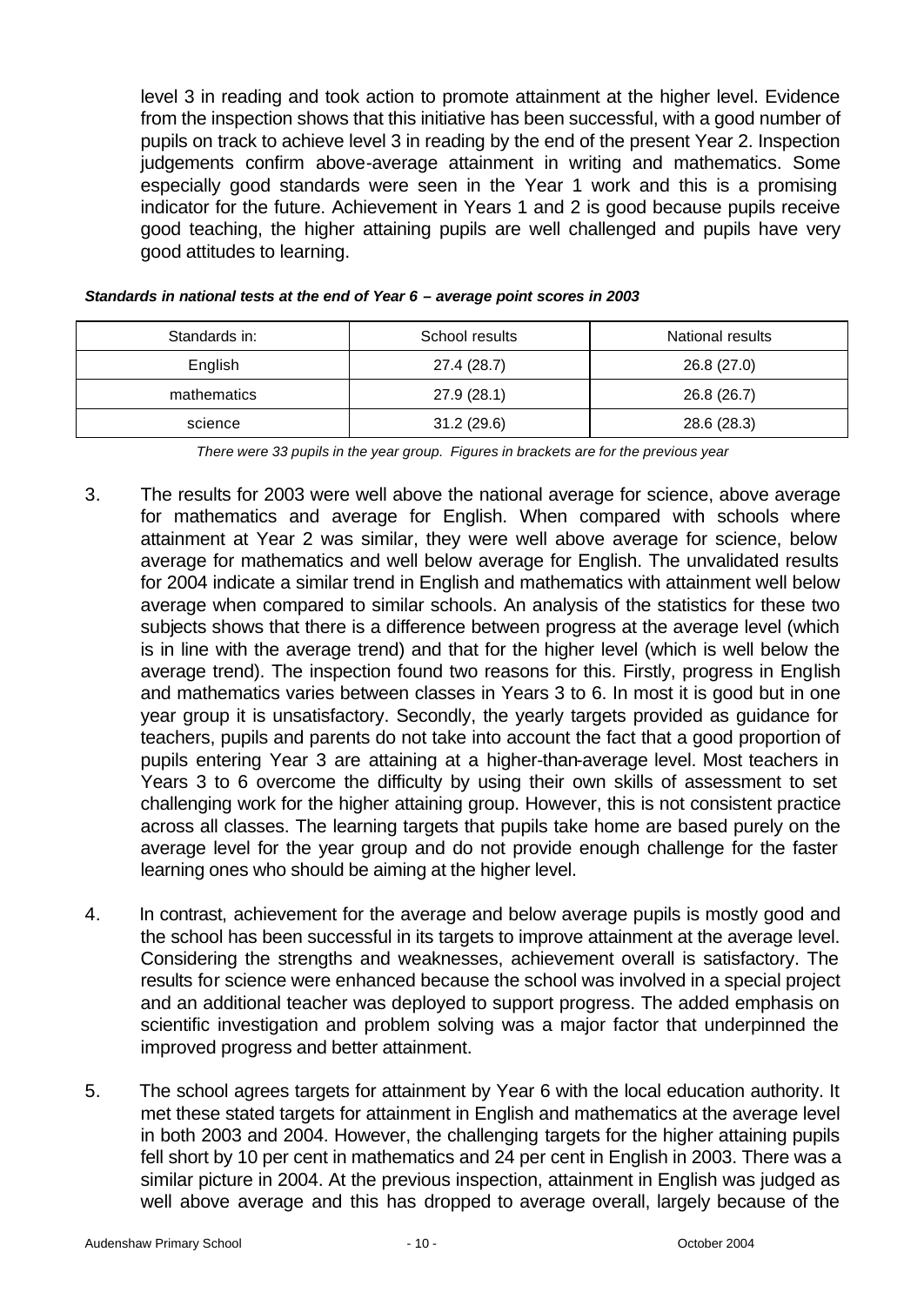level 3 in reading and took action to promote attainment at the higher level. Evidence from the inspection shows that this initiative has been successful, with a good number of pupils on track to achieve level 3 in reading by the end of the present Year 2. Inspection judgements confirm above-average attainment in writing and mathematics. Some especially good standards were seen in the Year 1 work and this is a promising indicator for the future. Achievement in Years 1 and 2 is good because pupils receive good teaching, the higher attaining pupils are well challenged and pupils have very good attitudes to learning.

***Standards in national tests at the end of Year 6 – average point scores in 2003***

| Standards in: | School results | National results |
| --- | --- | --- |
| English | 27.4 (28.7) | 26.8 (27.0) |
| mathematics | 27.9 (28.1) | 26.8 (26.7) |
| science | 31.2 (29.6) | 28.6 (28.3) |

*There were 33 pupils in the year group. Figures in brackets are for the previous year*

3. The results for 2003 were well above the national average for science, above average for mathematics and average for English. When compared with schools where attainment at Year 2 was similar, they were well above average for science, below average for mathematics and well below average for English. The unvalidated results for 2004 indicate a similar trend in English and mathematics with attainment well below average when compared to similar schools. An analysis of the statistics for these two subjects shows that there is a difference between progress at the average level (which is in line with the average trend) and that for the higher level (which is well below the average trend). The inspection found two reasons for this. Firstly, progress in English and mathematics varies between classes in Years 3 to 6. In most it is good but in one year group it is unsatisfactory. Secondly, the yearly targets provided as guidance for teachers, pupils and parents do not take into account the fact that a good proportion of pupils entering Year 3 are attaining at a higher-than-average level. Most teachers in Years 3 to 6 overcome the difficulty by using their own skills of assessment to set challenging work for the higher attaining group. However, this is not consistent practice across all classes. The learning targets that pupils take home are based purely on the average level for the year group and do not provide enough challenge for the faster learning ones who should be aiming at the higher level.

4. In contrast, achievement for the average and below average pupils is mostly good and the school has been successful in its targets to improve attainment at the average level. Considering the strengths and weaknesses, achievement overall is satisfactory. The results for science were enhanced because the school was involved in a special project and an additional teacher was deployed to support progress. The added emphasis on scientific investigation and problem solving was a major factor that underpinned the improved progress and better attainment.

5. The school agrees targets for attainment by Year 6 with the local education authority. It met these stated targets for attainment in English and mathematics at the average level in both 2003 and 2004. However, the challenging targets for the higher attaining pupils fell short by 10 per cent in mathematics and 24 per cent in English in 2003. There was a similar picture in 2004. At the previous inspection, attainment in English was judged as well above average and this has dropped to average overall, largely because of the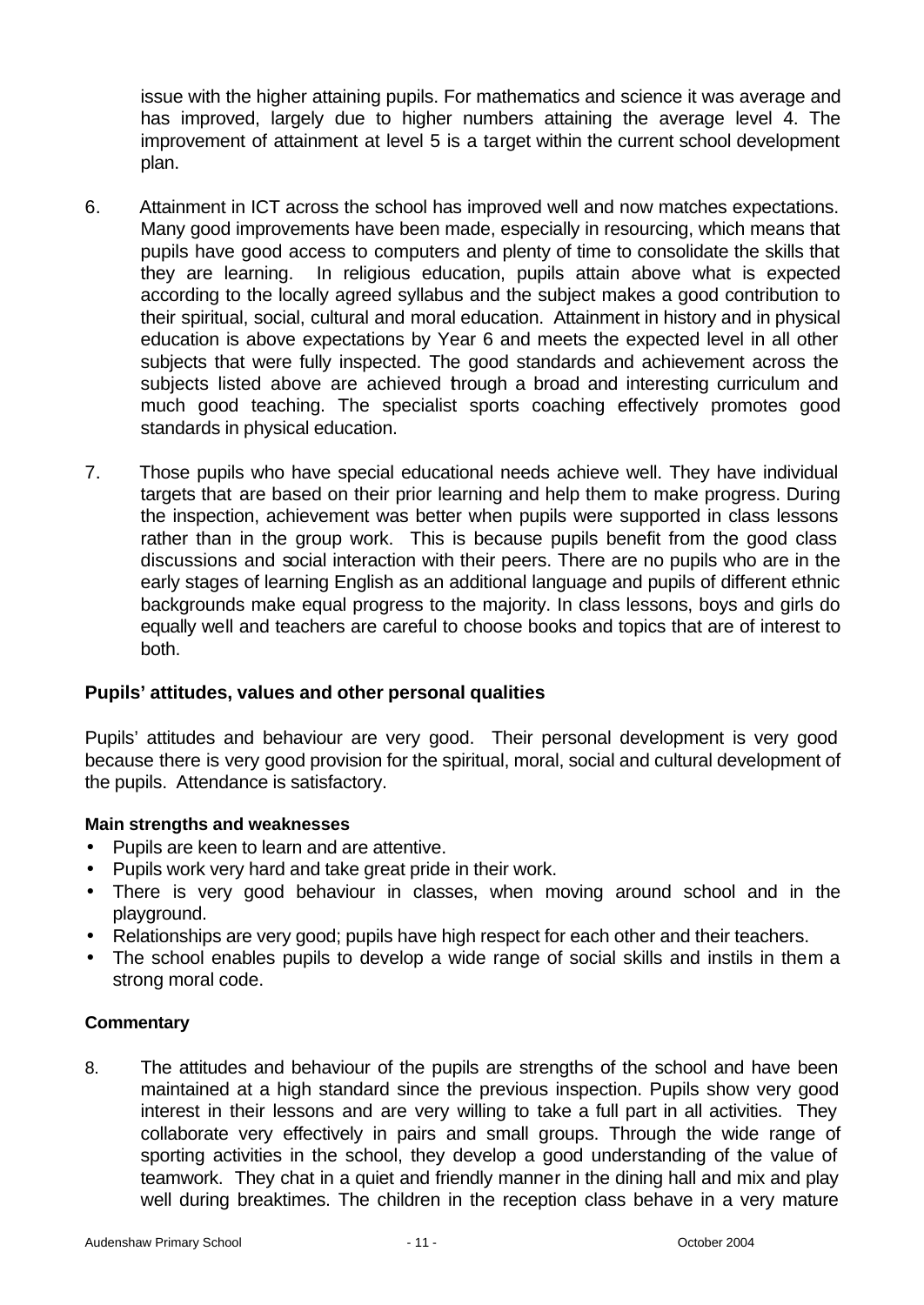issue with the higher attaining pupils. For mathematics and science it was average and has improved, largely due to higher numbers attaining the average level 4. The improvement of attainment at level 5 is a target within the current school development plan.

6. Attainment in ICT across the school has improved well and now matches expectations. Many good improvements have been made, especially in resourcing, which means that pupils have good access to computers and plenty of time to consolidate the skills that they are learning. In religious education, pupils attain above what is expected according to the locally agreed syllabus and the subject makes a good contribution to their spiritual, social, cultural and moral education. Attainment in history and in physical education is above expectations by Year 6 and meets the expected level in all other subjects that were fully inspected. The good standards and achievement across the subjects listed above are achieved through a broad and interesting curriculum and much good teaching. The specialist sports coaching effectively promotes good standards in physical education.

7. Those pupils who have special educational needs achieve well. They have individual targets that are based on their prior learning and help them to make progress. During the inspection, achievement was better when pupils were supported in class lessons rather than in the group work. This is because pupils benefit from the good class discussions and social interaction with their peers. There are no pupils who are in the early stages of learning English as an additional language and pupils of different ethnic backgrounds make equal progress to the majority. In class lessons, boys and girls do equally well and teachers are careful to choose books and topics that are of interest to both.

## Pupils' attitudes, values and other personal qualities

Pupils' attitudes and behaviour are very good. Their personal development is very good because there is very good provision for the spiritual, moral, social and cultural development of the pupils. Attendance is satisfactory.

### Main strengths and weaknesses

- Pupils are keen to learn and are attentive.
- Pupils work very hard and take great pride in their work.
- There is very good behaviour in classes, when moving around school and in the playground.
- Relationships are very good; pupils have high respect for each other and their teachers.
- The school enables pupils to develop a wide range of social skills and instils in them a strong moral code.

### Commentary

8. The attitudes and behaviour of the pupils are strengths of the school and have been maintained at a high standard since the previous inspection. Pupils show very good interest in their lessons and are very willing to take a full part in all activities. They collaborate very effectively in pairs and small groups. Through the wide range of sporting activities in the school, they develop a good understanding of the value of teamwork. They chat in a quiet and friendly manner in the dining hall and mix and play well during breaktimes. The children in the reception class behave in a very mature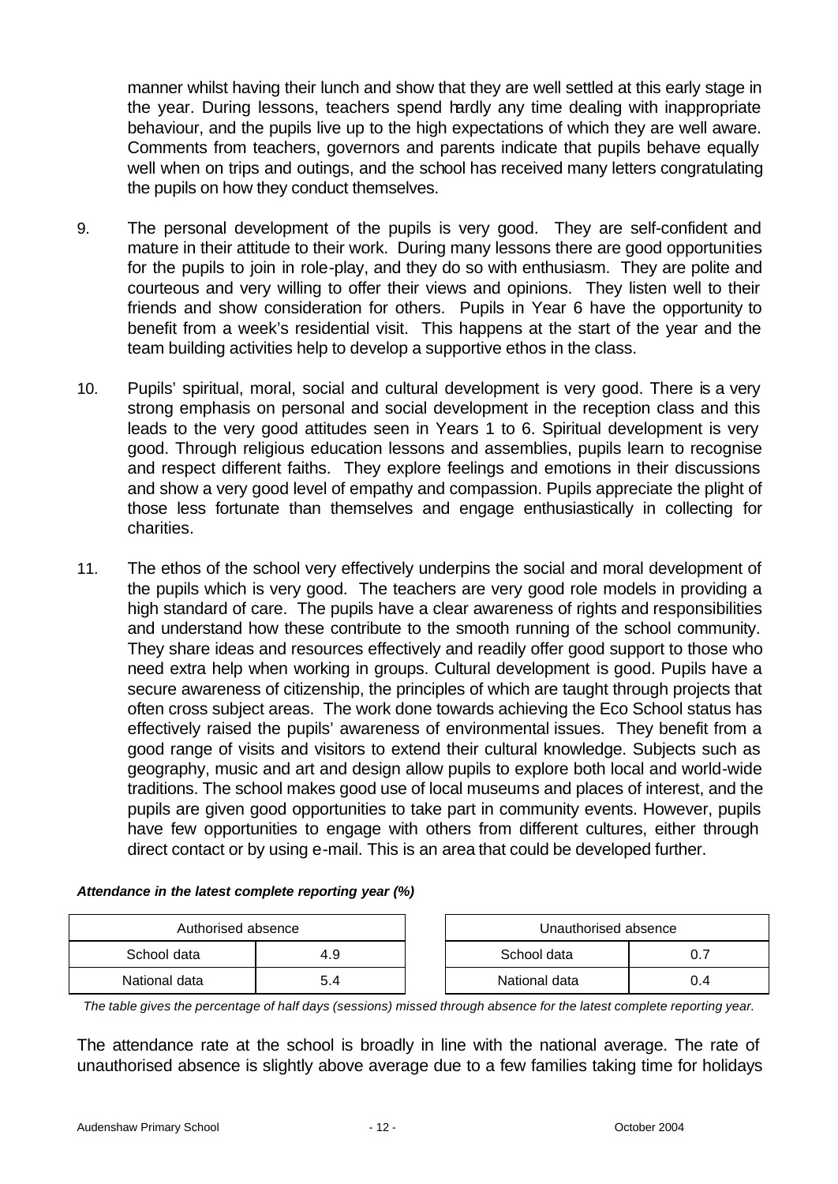manner whilst having their lunch and show that they are well settled at this early stage in the year. During lessons, teachers spend hardly any time dealing with inappropriate behaviour, and the pupils live up to the high expectations of which they are well aware. Comments from teachers, governors and parents indicate that pupils behave equally well when on trips and outings, and the school has received many letters congratulating the pupils on how they conduct themselves.

9. The personal development of the pupils is very good. They are self-confident and mature in their attitude to their work. During many lessons there are good opportunities for the pupils to join in role-play, and they do so with enthusiasm. They are polite and courteous and very willing to offer their views and opinions. They listen well to their friends and show consideration for others. Pupils in Year 6 have the opportunity to benefit from a week's residential visit. This happens at the start of the year and the team building activities help to develop a supportive ethos in the class.

10. Pupils' spiritual, moral, social and cultural development is very good. There is a very strong emphasis on personal and social development in the reception class and this leads to the very good attitudes seen in Years 1 to 6. Spiritual development is very good. Through religious education lessons and assemblies, pupils learn to recognise and respect different faiths. They explore feelings and emotions in their discussions and show a very good level of empathy and compassion. Pupils appreciate the plight of those less fortunate than themselves and engage enthusiastically in collecting for charities.

11. The ethos of the school very effectively underpins the social and moral development of the pupils which is very good. The teachers are very good role models in providing a high standard of care. The pupils have a clear awareness of rights and responsibilities and understand how these contribute to the smooth running of the school community. They share ideas and resources effectively and readily offer good support to those who need extra help when working in groups. Cultural development is good. Pupils have a secure awareness of citizenship, the principles of which are taught through projects that often cross subject areas. The work done towards achieving the Eco School status has effectively raised the pupils' awareness of environmental issues. They benefit from a good range of visits and visitors to extend their cultural knowledge. Subjects such as geography, music and art and design allow pupils to explore both local and world-wide traditions. The school makes good use of local museums and places of interest, and the pupils are given good opportunities to take part in community events. However, pupils have few opportunities to engage with others from different cultures, either through direct contact or by using e-mail. This is an area that could be developed further.

***Attendance in the latest complete reporting year (%)***

| Authorised absence | |
|---|---|
| School data | 4.9 |
| National data | 5.4 |

| Unauthorised absence | |
|---|---|
| School data | 0.7 |
| National data | 0.4 |

*The table gives the percentage of half days (sessions) missed through absence for the latest complete reporting year.*

The attendance rate at the school is broadly in line with the national average. The rate of unauthorised absence is slightly above average due to a few families taking time for holidays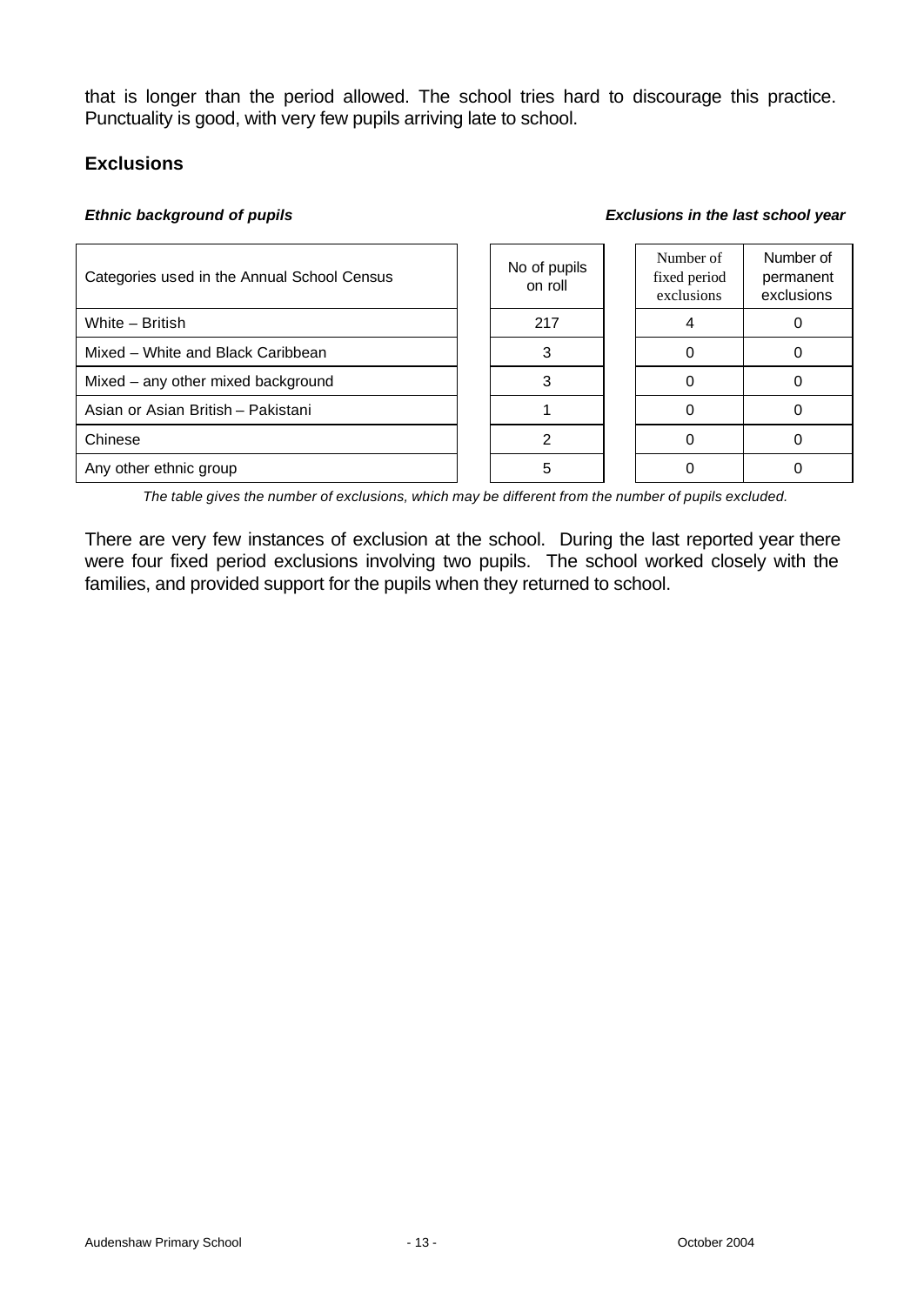that is longer than the period allowed. The school tries hard to discourage this practice. Punctuality is good, with very few pupils arriving late to school.

### Exclusions

***Ethnic background of pupils*** ***Exclusions in the last school year***

| Categories used in the Annual School Census | No of pupils on roll | Number of fixed period exclusions | Number of permanent exclusions |
|---|---|---|---|
| White – British | 217 | 4 | 0 |
| Mixed – White and Black Caribbean | 3 | 0 | 0 |
| Mixed – any other mixed background | 3 | 0 | 0 |
| Asian or Asian British – Pakistani | 1 | 0 | 0 |
| Chinese | 2 | 0 | 0 |
| Any other ethnic group | 5 | 0 | 0 |

*The table gives the number of exclusions, which may be different from the number of pupils excluded.*

There are very few instances of exclusion at the school. During the last reported year there were four fixed period exclusions involving two pupils. The school worked closely with the families, and provided support for the pupils when they returned to school.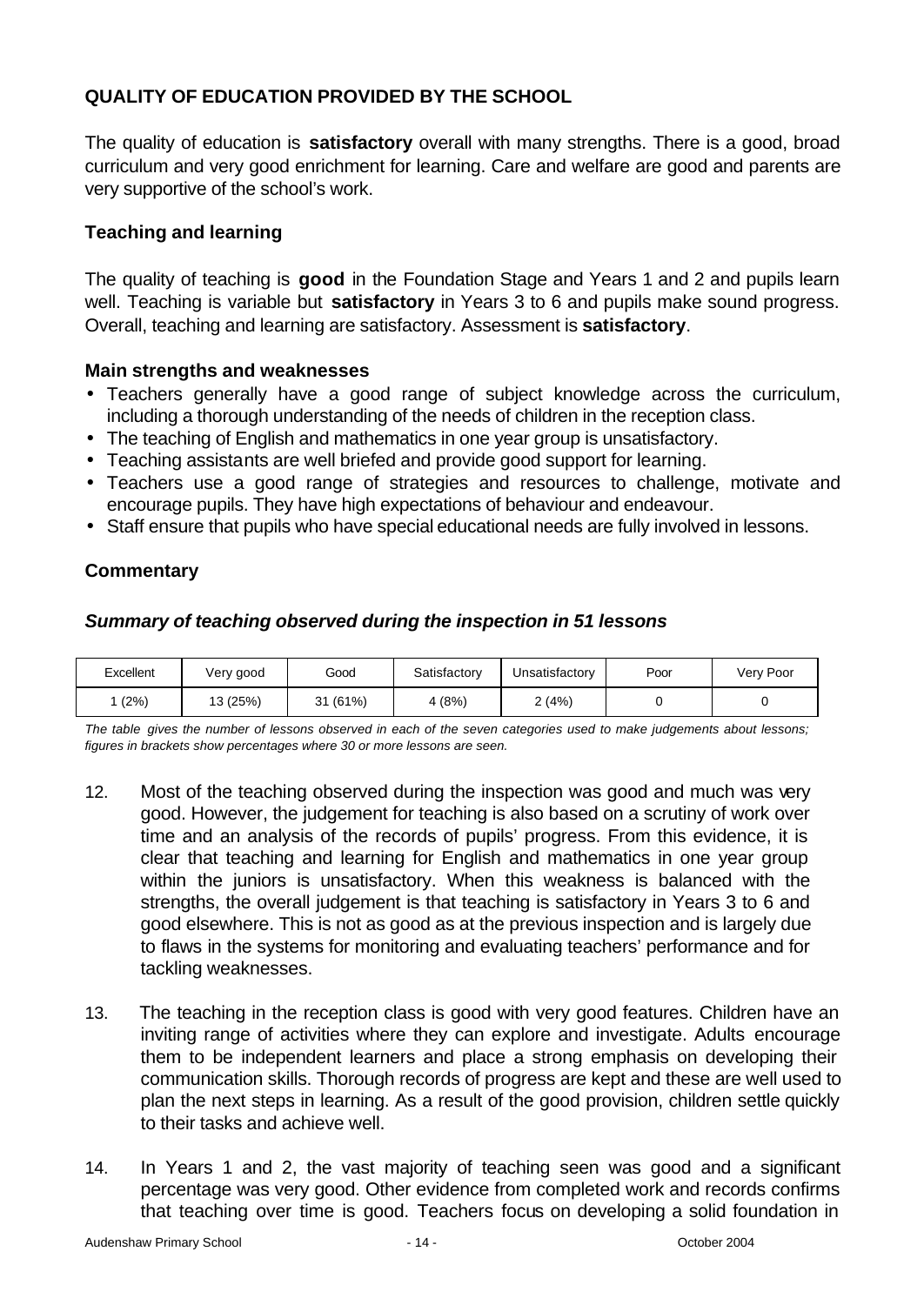## QUALITY OF EDUCATION PROVIDED BY THE SCHOOL

The quality of education is **satisfactory** overall with many strengths. There is a good, broad curriculum and very good enrichment for learning. Care and welfare are good and parents are very supportive of the school's work.

### Teaching and learning

The quality of teaching is **good** in the Foundation Stage and Years 1 and 2 and pupils learn well. Teaching is variable but **satisfactory** in Years 3 to 6 and pupils make sound progress. Overall, teaching and learning are satisfactory. Assessment is **satisfactory**.

#### Main strengths and weaknesses

- Teachers generally have a good range of subject knowledge across the curriculum, including a thorough understanding of the needs of children in the reception class.
- The teaching of English and mathematics in one year group is unsatisfactory.
- Teaching assistants are well briefed and provide good support for learning.
- Teachers use a good range of strategies and resources to challenge, motivate and encourage pupils. They have high expectations of behaviour and endeavour.
- Staff ensure that pupils who have special educational needs are fully involved in lessons.

### Commentary

#### *Summary of teaching observed during the inspection in 51 lessons*

| Excellent | Very good | Good | Satisfactory | Unsatisfactory | Poor | Very Poor |
|---|---|---|---|---|---|---|
| 1 (2%) | 13 (25%) | 31 (61%) | 4 (8%) | 2 (4%) | 0 | 0 |

*The table gives the number of lessons observed in each of the seven categories used to make judgements about lessons; figures in brackets show percentages where 30 or more lessons are seen.*

12. Most of the teaching observed during the inspection was good and much was very good. However, the judgement for teaching is also based on a scrutiny of work over time and an analysis of the records of pupils' progress. From this evidence, it is clear that teaching and learning for English and mathematics in one year group within the juniors is unsatisfactory. When this weakness is balanced with the strengths, the overall judgement is that teaching is satisfactory in Years 3 to 6 and good elsewhere. This is not as good as at the previous inspection and is largely due to flaws in the systems for monitoring and evaluating teachers' performance and for tackling weaknesses.

13. The teaching in the reception class is good with very good features. Children have an inviting range of activities where they can explore and investigate. Adults encourage them to be independent learners and place a strong emphasis on developing their communication skills. Thorough records of progress are kept and these are well used to plan the next steps in learning. As a result of the good provision, children settle quickly to their tasks and achieve well.

14. In Years 1 and 2, the vast majority of teaching seen was good and a significant percentage was very good. Other evidence from completed work and records confirms that teaching over time is good. Teachers focus on developing a solid foundation in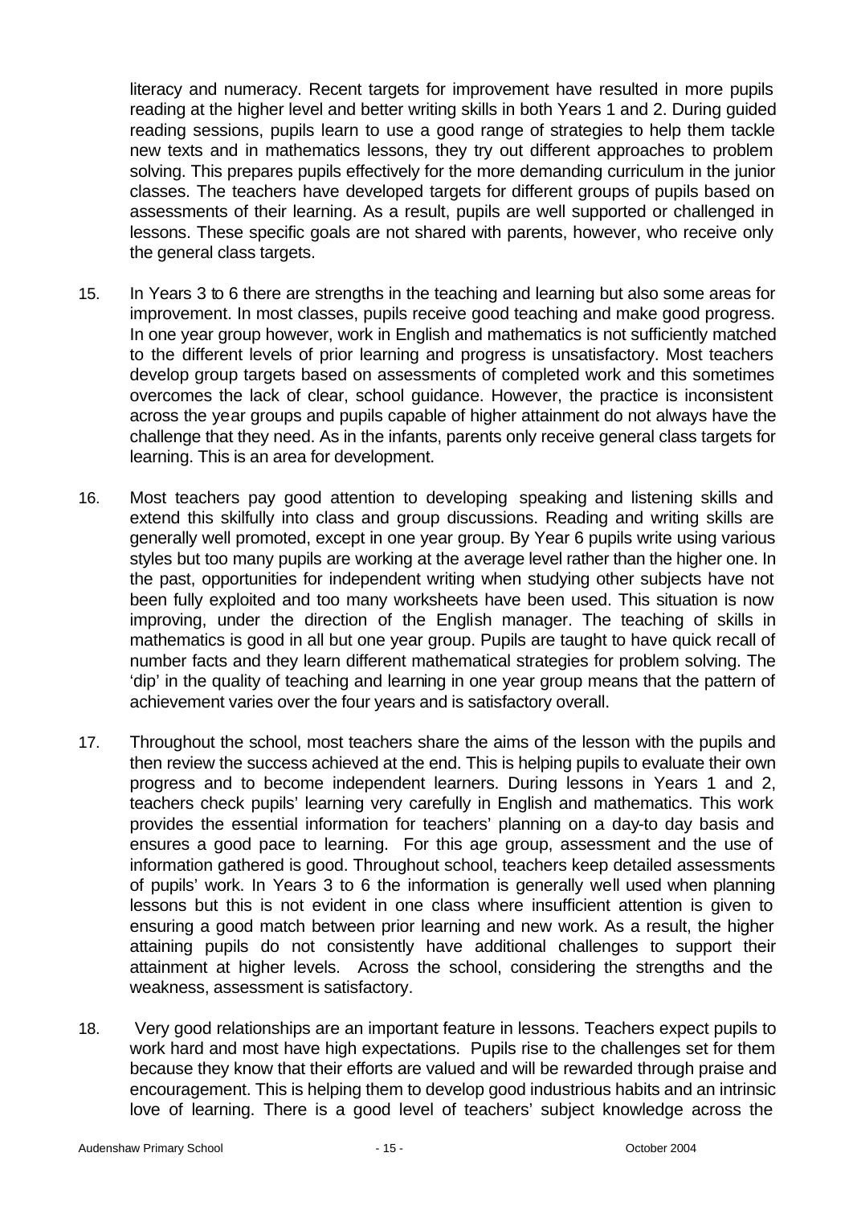literacy and numeracy. Recent targets for improvement have resulted in more pupils reading at the higher level and better writing skills in both Years 1 and 2. During guided reading sessions, pupils learn to use a good range of strategies to help them tackle new texts and in mathematics lessons, they try out different approaches to problem solving. This prepares pupils effectively for the more demanding curriculum in the junior classes. The teachers have developed targets for different groups of pupils based on assessments of their learning. As a result, pupils are well supported or challenged in lessons. These specific goals are not shared with parents, however, who receive only the general class targets.

15. In Years 3 to 6 there are strengths in the teaching and learning but also some areas for improvement. In most classes, pupils receive good teaching and make good progress. In one year group however, work in English and mathematics is not sufficiently matched to the different levels of prior learning and progress is unsatisfactory. Most teachers develop group targets based on assessments of completed work and this sometimes overcomes the lack of clear, school guidance. However, the practice is inconsistent across the year groups and pupils capable of higher attainment do not always have the challenge that they need. As in the infants, parents only receive general class targets for learning. This is an area for development.

16. Most teachers pay good attention to developing speaking and listening skills and extend this skilfully into class and group discussions. Reading and writing skills are generally well promoted, except in one year group. By Year 6 pupils write using various styles but too many pupils are working at the average level rather than the higher one. In the past, opportunities for independent writing when studying other subjects have not been fully exploited and too many worksheets have been used. This situation is now improving, under the direction of the English manager. The teaching of skills in mathematics is good in all but one year group. Pupils are taught to have quick recall of number facts and they learn different mathematical strategies for problem solving. The 'dip' in the quality of teaching and learning in one year group means that the pattern of achievement varies over the four years and is satisfactory overall.

17. Throughout the school, most teachers share the aims of the lesson with the pupils and then review the success achieved at the end. This is helping pupils to evaluate their own progress and to become independent learners. During lessons in Years 1 and 2, teachers check pupils' learning very carefully in English and mathematics. This work provides the essential information for teachers' planning on a day-to day basis and ensures a good pace to learning. For this age group, assessment and the use of information gathered is good. Throughout school, teachers keep detailed assessments of pupils' work. In Years 3 to 6 the information is generally well used when planning lessons but this is not evident in one class where insufficient attention is given to ensuring a good match between prior learning and new work. As a result, the higher attaining pupils do not consistently have additional challenges to support their attainment at higher levels. Across the school, considering the strengths and the weakness, assessment is satisfactory.

18. Very good relationships are an important feature in lessons. Teachers expect pupils to work hard and most have high expectations. Pupils rise to the challenges set for them because they know that their efforts are valued and will be rewarded through praise and encouragement. This is helping them to develop good industrious habits and an intrinsic love of learning. There is a good level of teachers' subject knowledge across the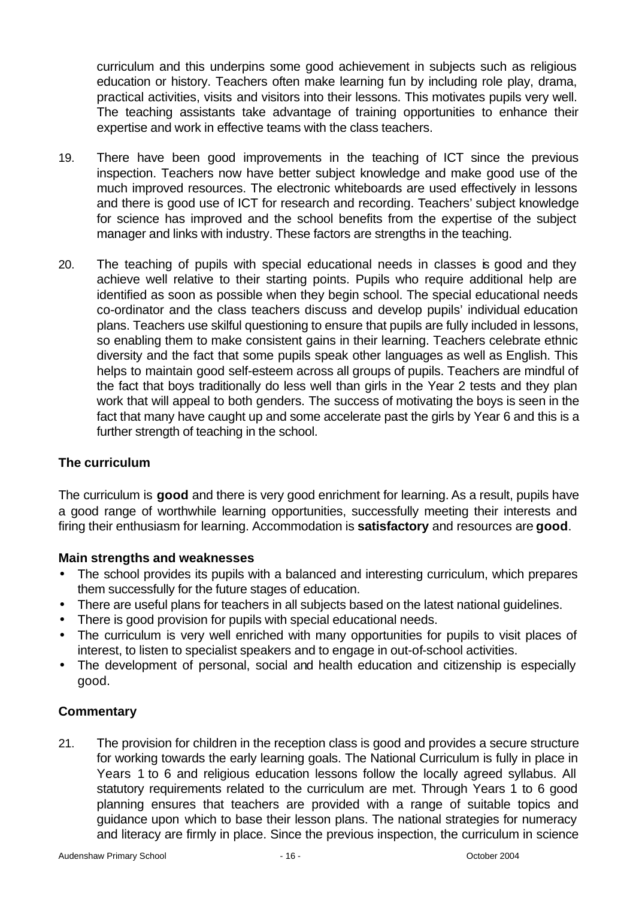curriculum and this underpins some good achievement in subjects such as religious education or history. Teachers often make learning fun by including role play, drama, practical activities, visits and visitors into their lessons. This motivates pupils very well. The teaching assistants take advantage of training opportunities to enhance their expertise and work in effective teams with the class teachers.

19. There have been good improvements in the teaching of ICT since the previous inspection. Teachers now have better subject knowledge and make good use of the much improved resources. The electronic whiteboards are used effectively in lessons and there is good use of ICT for research and recording. Teachers' subject knowledge for science has improved and the school benefits from the expertise of the subject manager and links with industry. These factors are strengths in the teaching.

20. The teaching of pupils with special educational needs in classes is good and they achieve well relative to their starting points. Pupils who require additional help are identified as soon as possible when they begin school. The special educational needs co-ordinator and the class teachers discuss and develop pupils' individual education plans. Teachers use skilful questioning to ensure that pupils are fully included in lessons, so enabling them to make consistent gains in their learning. Teachers celebrate ethnic diversity and the fact that some pupils speak other languages as well as English. This helps to maintain good self-esteem across all groups of pupils. Teachers are mindful of the fact that boys traditionally do less well than girls in the Year 2 tests and they plan work that will appeal to both genders. The success of motivating the boys is seen in the fact that many have caught up and some accelerate past the girls by Year 6 and this is a further strength of teaching in the school.

### The curriculum

The curriculum is **good** and there is very good enrichment for learning. As a result, pupils have a good range of worthwhile learning opportunities, successfully meeting their interests and firing their enthusiasm for learning. Accommodation is **satisfactory** and resources are **good**.

#### Main strengths and weaknesses

- The school provides its pupils with a balanced and interesting curriculum, which prepares them successfully for the future stages of education.
- There are useful plans for teachers in all subjects based on the latest national guidelines.
- There is good provision for pupils with special educational needs.
- The curriculum is very well enriched with many opportunities for pupils to visit places of interest, to listen to specialist speakers and to engage in out-of-school activities.
- The development of personal, social and health education and citizenship is especially good.

#### Commentary

21. The provision for children in the reception class is good and provides a secure structure for working towards the early learning goals. The National Curriculum is fully in place in Years 1 to 6 and religious education lessons follow the locally agreed syllabus. All statutory requirements related to the curriculum are met. Through Years 1 to 6 good planning ensures that teachers are provided with a range of suitable topics and guidance upon which to base their lesson plans. The national strategies for numeracy and literacy are firmly in place. Since the previous inspection, the curriculum in science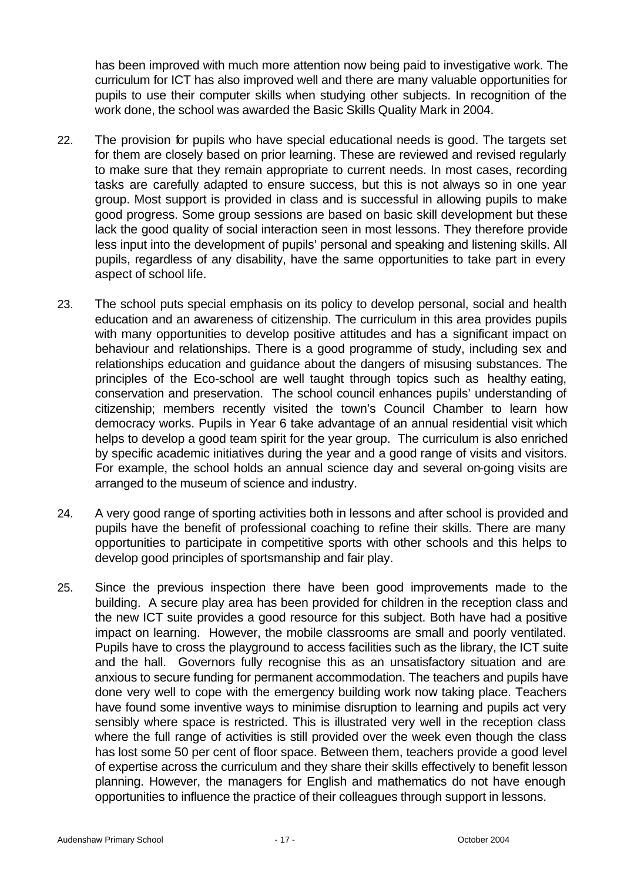has been improved with much more attention now being paid to investigative work. The curriculum for ICT has also improved well and there are many valuable opportunities for pupils to use their computer skills when studying other subjects. In recognition of the work done, the school was awarded the Basic Skills Quality Mark in 2004.

22. The provision for pupils who have special educational needs is good. The targets set for them are closely based on prior learning. These are reviewed and revised regularly to make sure that they remain appropriate to current needs. In most cases, recording tasks are carefully adapted to ensure success, but this is not always so in one year group. Most support is provided in class and is successful in allowing pupils to make good progress. Some group sessions are based on basic skill development but these lack the good quality of social interaction seen in most lessons. They therefore provide less input into the development of pupils' personal and speaking and listening skills. All pupils, regardless of any disability, have the same opportunities to take part in every aspect of school life.

23. The school puts special emphasis on its policy to develop personal, social and health education and an awareness of citizenship. The curriculum in this area provides pupils with many opportunities to develop positive attitudes and has a significant impact on behaviour and relationships. There is a good programme of study, including sex and relationships education and guidance about the dangers of misusing substances. The principles of the Eco-school are well taught through topics such as healthy eating, conservation and preservation. The school council enhances pupils' understanding of citizenship; members recently visited the town's Council Chamber to learn how democracy works. Pupils in Year 6 take advantage of an annual residential visit which helps to develop a good team spirit for the year group. The curriculum is also enriched by specific academic initiatives during the year and a good range of visits and visitors. For example, the school holds an annual science day and several on-going visits are arranged to the museum of science and industry.

24. A very good range of sporting activities both in lessons and after school is provided and pupils have the benefit of professional coaching to refine their skills. There are many opportunities to participate in competitive sports with other schools and this helps to develop good principles of sportsmanship and fair play.

25. Since the previous inspection there have been good improvements made to the building. A secure play area has been provided for children in the reception class and the new ICT suite provides a good resource for this subject. Both have had a positive impact on learning. However, the mobile classrooms are small and poorly ventilated. Pupils have to cross the playground to access facilities such as the library, the ICT suite and the hall. Governors fully recognise this as an unsatisfactory situation and are anxious to secure funding for permanent accommodation. The teachers and pupils have done very well to cope with the emergency building work now taking place. Teachers have found some inventive ways to minimise disruption to learning and pupils act very sensibly where space is restricted. This is illustrated very well in the reception class where the full range of activities is still provided over the week even though the class has lost some 50 per cent of floor space. Between them, teachers provide a good level of expertise across the curriculum and they share their skills effectively to benefit lesson planning. However, the managers for English and mathematics do not have enough opportunities to influence the practice of their colleagues through support in lessons.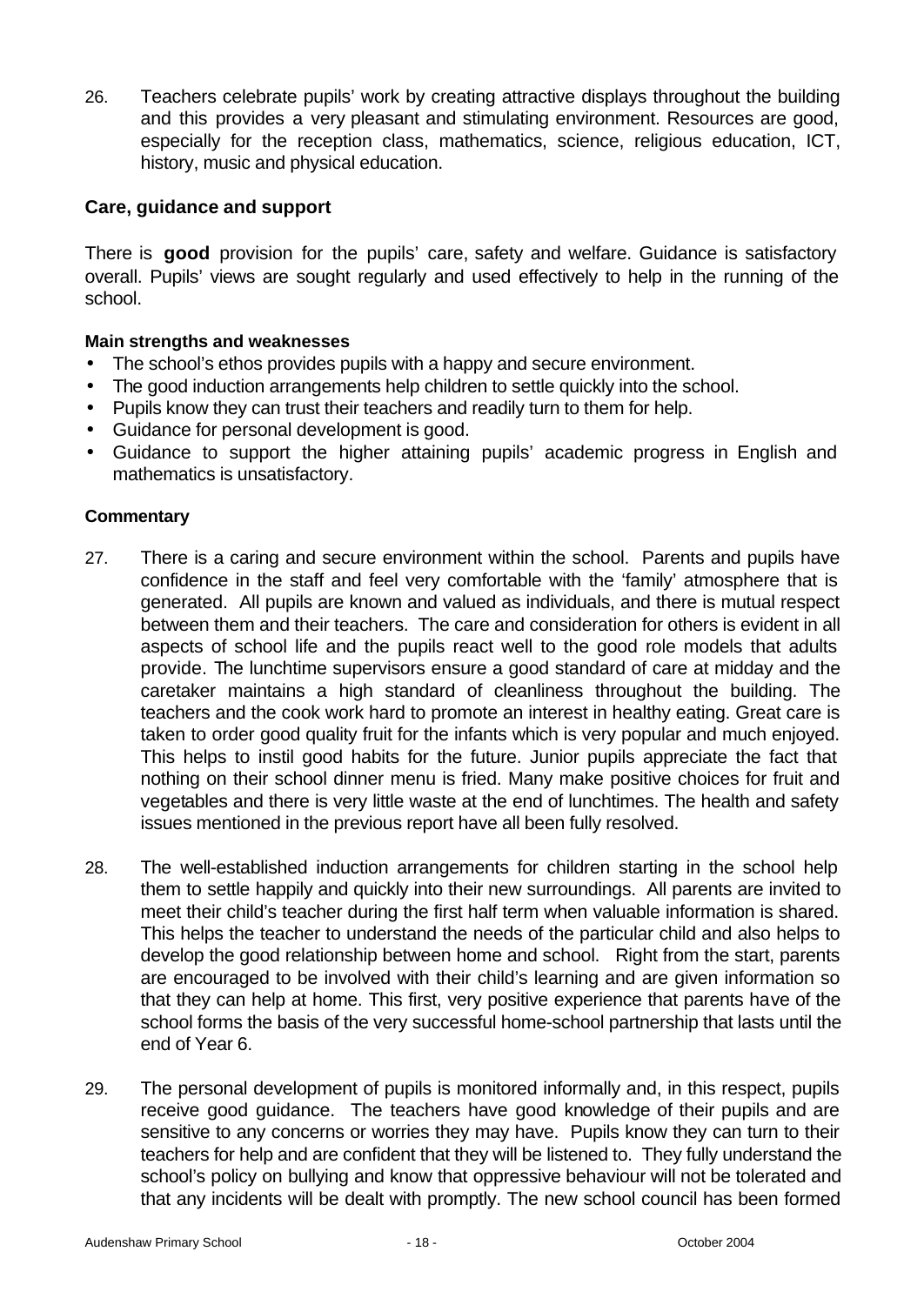26. Teachers celebrate pupils' work by creating attractive displays throughout the building and this provides a very pleasant and stimulating environment. Resources are good, especially for the reception class, mathematics, science, religious education, ICT, history, music and physical education.

### Care, guidance and support

There is **good** provision for the pupils' care, safety and welfare. Guidance is satisfactory overall. Pupils' views are sought regularly and used effectively to help in the running of the school.

#### Main strengths and weaknesses

- The school's ethos provides pupils with a happy and secure environment.
- The good induction arrangements help children to settle quickly into the school.
- Pupils know they can trust their teachers and readily turn to them for help.
- Guidance for personal development is good.
- Guidance to support the higher attaining pupils' academic progress in English and mathematics is unsatisfactory.

#### Commentary

27. There is a caring and secure environment within the school. Parents and pupils have confidence in the staff and feel very comfortable with the 'family' atmosphere that is generated. All pupils are known and valued as individuals, and there is mutual respect between them and their teachers. The care and consideration for others is evident in all aspects of school life and the pupils react well to the good role models that adults provide. The lunchtime supervisors ensure a good standard of care at midday and the caretaker maintains a high standard of cleanliness throughout the building. The teachers and the cook work hard to promote an interest in healthy eating. Great care is taken to order good quality fruit for the infants which is very popular and much enjoyed. This helps to instil good habits for the future. Junior pupils appreciate the fact that nothing on their school dinner menu is fried. Many make positive choices for fruit and vegetables and there is very little waste at the end of lunchtimes. The health and safety issues mentioned in the previous report have all been fully resolved.

28. The well-established induction arrangements for children starting in the school help them to settle happily and quickly into their new surroundings. All parents are invited to meet their child's teacher during the first half term when valuable information is shared. This helps the teacher to understand the needs of the particular child and also helps to develop the good relationship between home and school. Right from the start, parents are encouraged to be involved with their child's learning and are given information so that they can help at home. This first, very positive experience that parents have of the school forms the basis of the very successful home-school partnership that lasts until the end of Year 6.

29. The personal development of pupils is monitored informally and, in this respect, pupils receive good guidance. The teachers have good knowledge of their pupils and are sensitive to any concerns or worries they may have. Pupils know they can turn to their teachers for help and are confident that they will be listened to. They fully understand the school's policy on bullying and know that oppressive behaviour will not be tolerated and that any incidents will be dealt with promptly. The new school council has been formed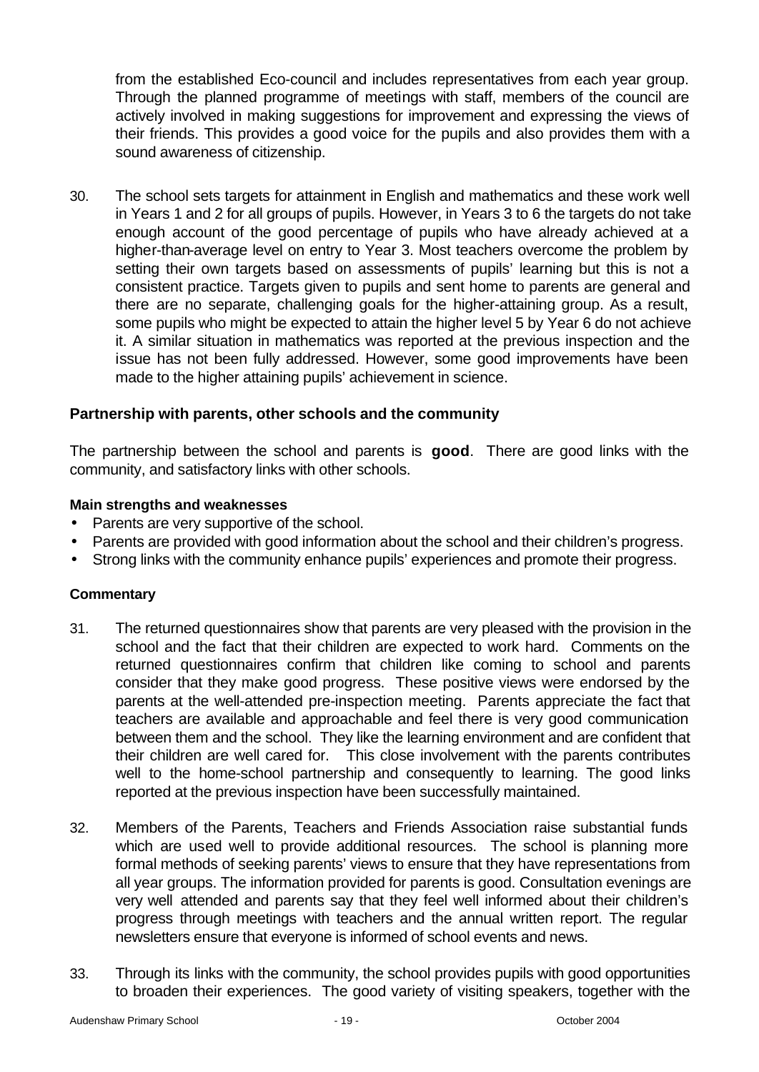from the established Eco-council and includes representatives from each year group. Through the planned programme of meetings with staff, members of the council are actively involved in making suggestions for improvement and expressing the views of their friends. This provides a good voice for the pupils and also provides them with a sound awareness of citizenship.

30. The school sets targets for attainment in English and mathematics and these work well in Years 1 and 2 for all groups of pupils. However, in Years 3 to 6 the targets do not take enough account of the good percentage of pupils who have already achieved at a higher-than-average level on entry to Year 3. Most teachers overcome the problem by setting their own targets based on assessments of pupils' learning but this is not a consistent practice. Targets given to pupils and sent home to parents are general and there are no separate, challenging goals for the higher-attaining group. As a result, some pupils who might be expected to attain the higher level 5 by Year 6 do not achieve it. A similar situation in mathematics was reported at the previous inspection and the issue has not been fully addressed. However, some good improvements have been made to the higher attaining pupils' achievement in science.

### Partnership with parents, other schools and the community

The partnership between the school and parents is **good**. There are good links with the community, and satisfactory links with other schools.

#### Main strengths and weaknesses

- Parents are very supportive of the school.
- Parents are provided with good information about the school and their children's progress.
- Strong links with the community enhance pupils' experiences and promote their progress.

#### Commentary

31. The returned questionnaires show that parents are very pleased with the provision in the school and the fact that their children are expected to work hard. Comments on the returned questionnaires confirm that children like coming to school and parents consider that they make good progress. These positive views were endorsed by the parents at the well-attended pre-inspection meeting. Parents appreciate the fact that teachers are available and approachable and feel there is very good communication between them and the school. They like the learning environment and are confident that their children are well cared for. This close involvement with the parents contributes well to the home-school partnership and consequently to learning. The good links reported at the previous inspection have been successfully maintained.

32. Members of the Parents, Teachers and Friends Association raise substantial funds which are used well to provide additional resources. The school is planning more formal methods of seeking parents' views to ensure that they have representations from all year groups. The information provided for parents is good. Consultation evenings are very well attended and parents say that they feel well informed about their children's progress through meetings with teachers and the annual written report. The regular newsletters ensure that everyone is informed of school events and news.

33. Through its links with the community, the school provides pupils with good opportunities to broaden their experiences. The good variety of visiting speakers, together with the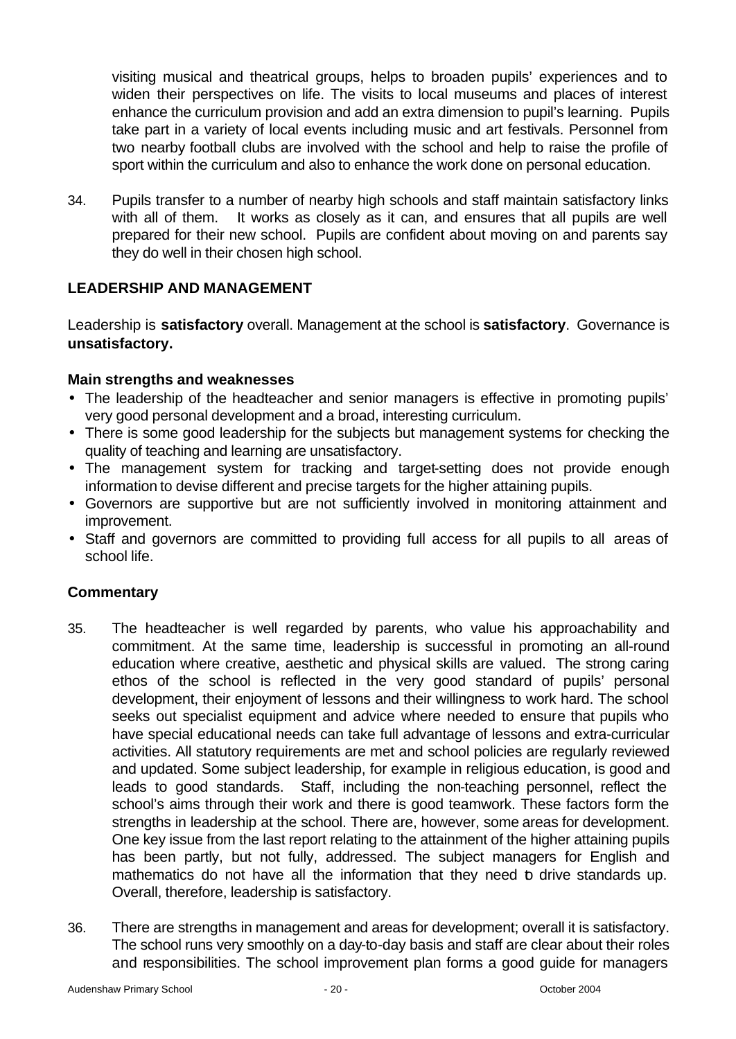visiting musical and theatrical groups, helps to broaden pupils' experiences and to widen their perspectives on life. The visits to local museums and places of interest enhance the curriculum provision and add an extra dimension to pupil's learning. Pupils take part in a variety of local events including music and art festivals. Personnel from two nearby football clubs are involved with the school and help to raise the profile of sport within the curriculum and also to enhance the work done on personal education.

34. Pupils transfer to a number of nearby high schools and staff maintain satisfactory links with all of them. It works as closely as it can, and ensures that all pupils are well prepared for their new school. Pupils are confident about moving on and parents say they do well in their chosen high school.

## LEADERSHIP AND MANAGEMENT

Leadership is **satisfactory** overall. Management at the school is **satisfactory**. Governance is **unsatisfactory.**

### Main strengths and weaknesses

- The leadership of the headteacher and senior managers is effective in promoting pupils' very good personal development and a broad, interesting curriculum.
- There is some good leadership for the subjects but management systems for checking the quality of teaching and learning are unsatisfactory.
- The management system for tracking and target-setting does not provide enough information to devise different and precise targets for the higher attaining pupils.
- Governors are supportive but are not sufficiently involved in monitoring attainment and improvement.
- Staff and governors are committed to providing full access for all pupils to all areas of school life.

### Commentary

35. The headteacher is well regarded by parents, who value his approachability and commitment. At the same time, leadership is successful in promoting an all-round education where creative, aesthetic and physical skills are valued. The strong caring ethos of the school is reflected in the very good standard of pupils' personal development, their enjoyment of lessons and their willingness to work hard. The school seeks out specialist equipment and advice where needed to ensure that pupils who have special educational needs can take full advantage of lessons and extra-curricular activities. All statutory requirements are met and school policies are regularly reviewed and updated. Some subject leadership, for example in religious education, is good and leads to good standards. Staff, including the non-teaching personnel, reflect the school's aims through their work and there is good teamwork. These factors form the strengths in leadership at the school. There are, however, some areas for development. One key issue from the last report relating to the attainment of the higher attaining pupils has been partly, but not fully, addressed. The subject managers for English and mathematics do not have all the information that they need to drive standards up. Overall, therefore, leadership is satisfactory.

36. There are strengths in management and areas for development; overall it is satisfactory. The school runs very smoothly on a day-to-day basis and staff are clear about their roles and responsibilities. The school improvement plan forms a good guide for managers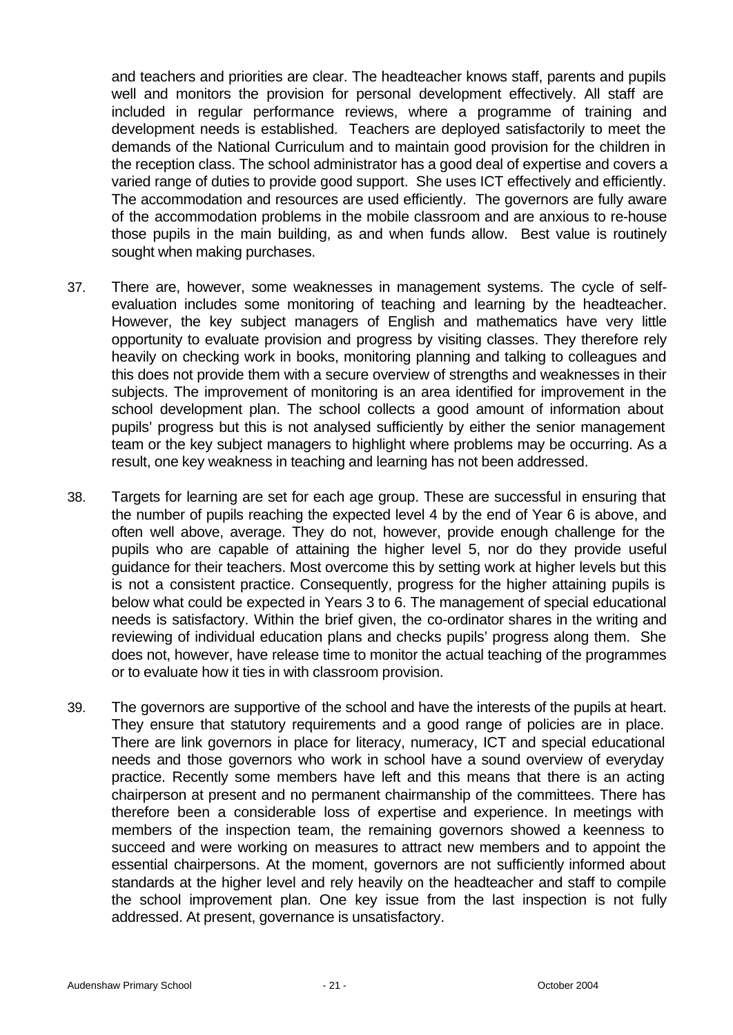and teachers and priorities are clear. The headteacher knows staff, parents and pupils well and monitors the provision for personal development effectively. All staff are included in regular performance reviews, where a programme of training and development needs is established. Teachers are deployed satisfactorily to meet the demands of the National Curriculum and to maintain good provision for the children in the reception class. The school administrator has a good deal of expertise and covers a varied range of duties to provide good support. She uses ICT effectively and efficiently. The accommodation and resources are used efficiently. The governors are fully aware of the accommodation problems in the mobile classroom and are anxious to re-house those pupils in the main building, as and when funds allow. Best value is routinely sought when making purchases.

37. There are, however, some weaknesses in management systems. The cycle of self-evaluation includes some monitoring of teaching and learning by the headteacher. However, the key subject managers of English and mathematics have very little opportunity to evaluate provision and progress by visiting classes. They therefore rely heavily on checking work in books, monitoring planning and talking to colleagues and this does not provide them with a secure overview of strengths and weaknesses in their subjects. The improvement of monitoring is an area identified for improvement in the school development plan. The school collects a good amount of information about pupils' progress but this is not analysed sufficiently by either the senior management team or the key subject managers to highlight where problems may be occurring. As a result, one key weakness in teaching and learning has not been addressed.

38. Targets for learning are set for each age group. These are successful in ensuring that the number of pupils reaching the expected level 4 by the end of Year 6 is above, and often well above, average. They do not, however, provide enough challenge for the pupils who are capable of attaining the higher level 5, nor do they provide useful guidance for their teachers. Most overcome this by setting work at higher levels but this is not a consistent practice. Consequently, progress for the higher attaining pupils is below what could be expected in Years 3 to 6. The management of special educational needs is satisfactory. Within the brief given, the co-ordinator shares in the writing and reviewing of individual education plans and checks pupils' progress along them. She does not, however, have release time to monitor the actual teaching of the programmes or to evaluate how it ties in with classroom provision.

39. The governors are supportive of the school and have the interests of the pupils at heart. They ensure that statutory requirements and a good range of policies are in place. There are link governors in place for literacy, numeracy, ICT and special educational needs and those governors who work in school have a sound overview of everyday practice. Recently some members have left and this means that there is an acting chairperson at present and no permanent chairmanship of the committees. There has therefore been a considerable loss of expertise and experience. In meetings with members of the inspection team, the remaining governors showed a keenness to succeed and were working on measures to attract new members and to appoint the essential chairpersons. At the moment, governors are not sufficiently informed about standards at the higher level and rely heavily on the headteacher and staff to compile the school improvement plan. One key issue from the last inspection is not fully addressed. At present, governance is unsatisfactory.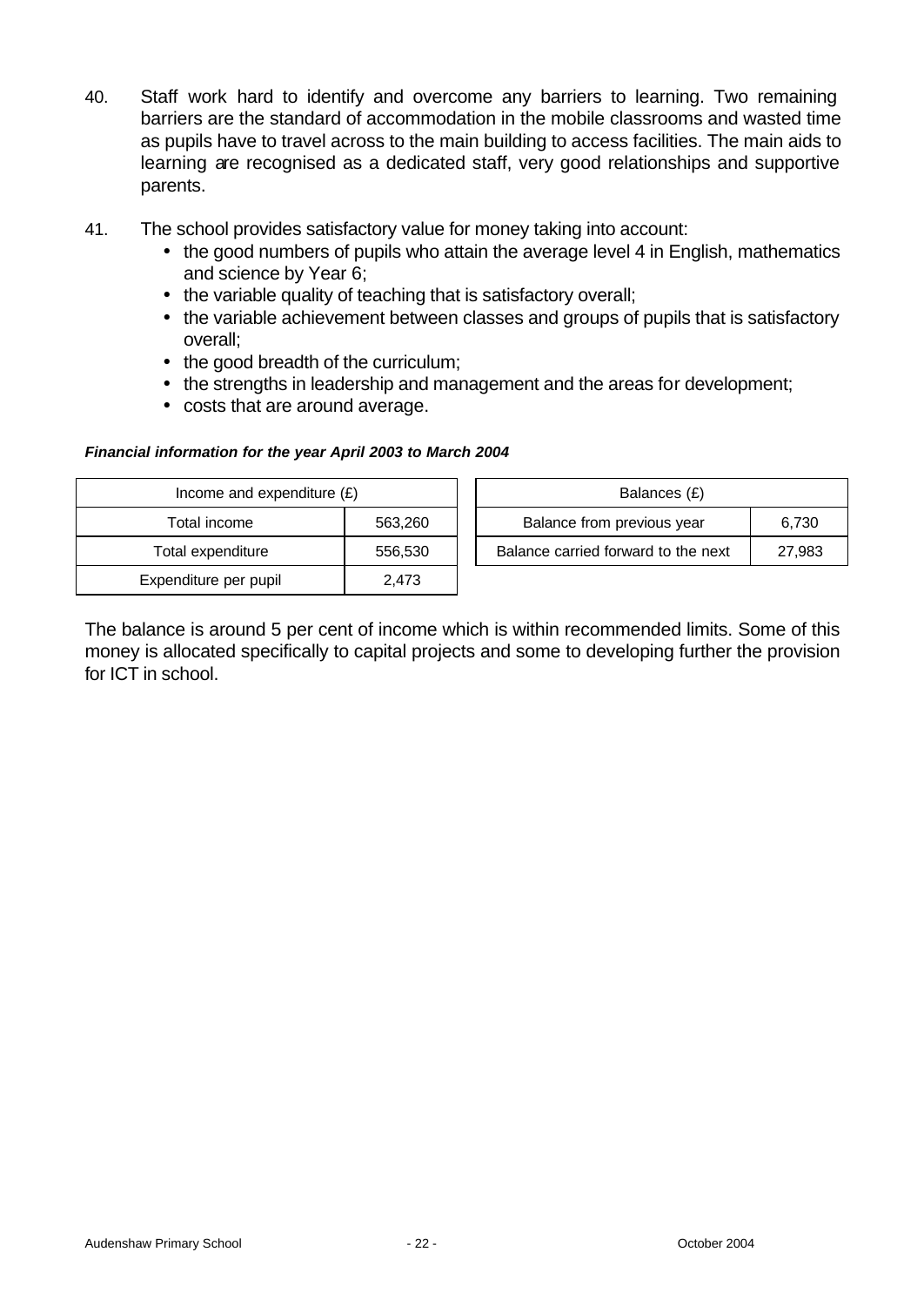40. Staff work hard to identify and overcome any barriers to learning. Two remaining barriers are the standard of accommodation in the mobile classrooms and wasted time as pupils have to travel across to the main building to access facilities. The main aids to learning are recognised as a dedicated staff, very good relationships and supportive parents.

41. The school provides satisfactory value for money taking into account:
    - the good numbers of pupils who attain the average level 4 in English, mathematics and science by Year 6;
    - the variable quality of teaching that is satisfactory overall;
    - the variable achievement between classes and groups of pupils that is satisfactory overall;
    - the good breadth of the curriculum;
    - the strengths in leadership and management and the areas for development;
    - costs that are around average.

***Financial information for the year April 2003 to March 2004***

| Income and expenditure (£) | |
|---|---|
| Total income | 563,260 |
| Total expenditure | 556,530 |
| Expenditure per pupil | 2,473 |

| Balances (£) | |
|---|---|
| Balance from previous year | 6,730 |
| Balance carried forward to the next | 27,983 |

The balance is around 5 per cent of income which is within recommended limits. Some of this money is allocated specifically to capital projects and some to developing further the provision for ICT in school.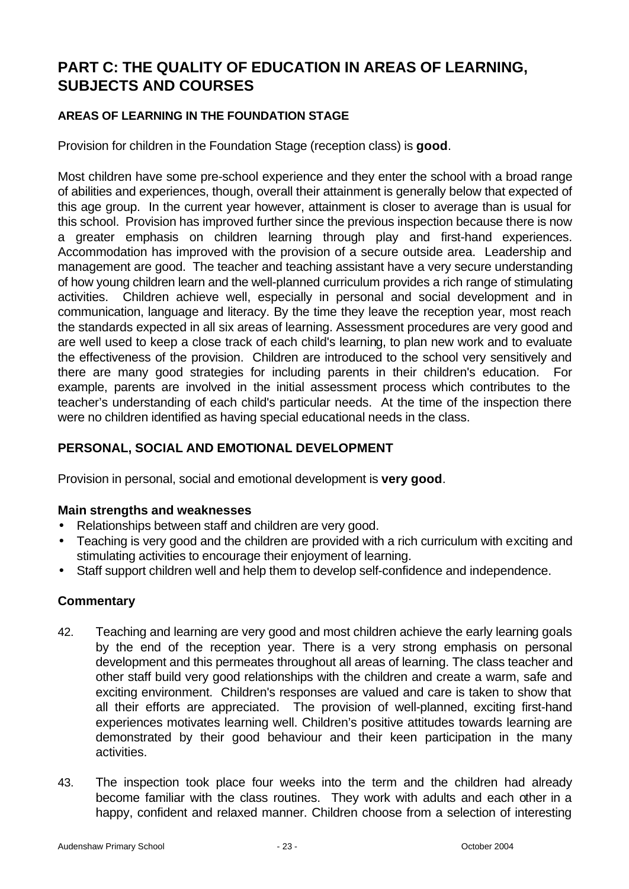# PART C: THE QUALITY OF EDUCATION IN AREAS OF LEARNING, SUBJECTS AND COURSES

### AREAS OF LEARNING IN THE FOUNDATION STAGE

Provision for children in the Foundation Stage (reception class) is **good**.

Most children have some pre-school experience and they enter the school with a broad range of abilities and experiences, though, overall their attainment is generally below that expected of this age group. In the current year however, attainment is closer to average than is usual for this school. Provision has improved further since the previous inspection because there is now a greater emphasis on children learning through play and first-hand experiences. Accommodation has improved with the provision of a secure outside area. Leadership and management are good. The teacher and teaching assistant have a very secure understanding of how young children learn and the well-planned curriculum provides a rich range of stimulating activities. Children achieve well, especially in personal and social development and in communication, language and literacy. By the time they leave the reception year, most reach the standards expected in all six areas of learning. Assessment procedures are very good and are well used to keep a close track of each child's learning, to plan new work and to evaluate the effectiveness of the provision. Children are introduced to the school very sensitively and there are many good strategies for including parents in their children's education. For example, parents are involved in the initial assessment process which contributes to the teacher's understanding of each child's particular needs. At the time of the inspection there were no children identified as having special educational needs in the class.

## PERSONAL, SOCIAL AND EMOTIONAL DEVELOPMENT

Provision in personal, social and emotional development is **very good**.

### Main strengths and weaknesses

- Relationships between staff and children are very good.
- Teaching is very good and the children are provided with a rich curriculum with exciting and stimulating activities to encourage their enjoyment of learning.
- Staff support children well and help them to develop self-confidence and independence.

### Commentary

42. Teaching and learning are very good and most children achieve the early learning goals by the end of the reception year. There is a very strong emphasis on personal development and this permeates throughout all areas of learning. The class teacher and other staff build very good relationships with the children and create a warm, safe and exciting environment. Children's responses are valued and care is taken to show that all their efforts are appreciated. The provision of well-planned, exciting first-hand experiences motivates learning well. Children's positive attitudes towards learning are demonstrated by their good behaviour and their keen participation in the many activities.

43. The inspection took place four weeks into the term and the children had already become familiar with the class routines. They work with adults and each other in a happy, confident and relaxed manner. Children choose from a selection of interesting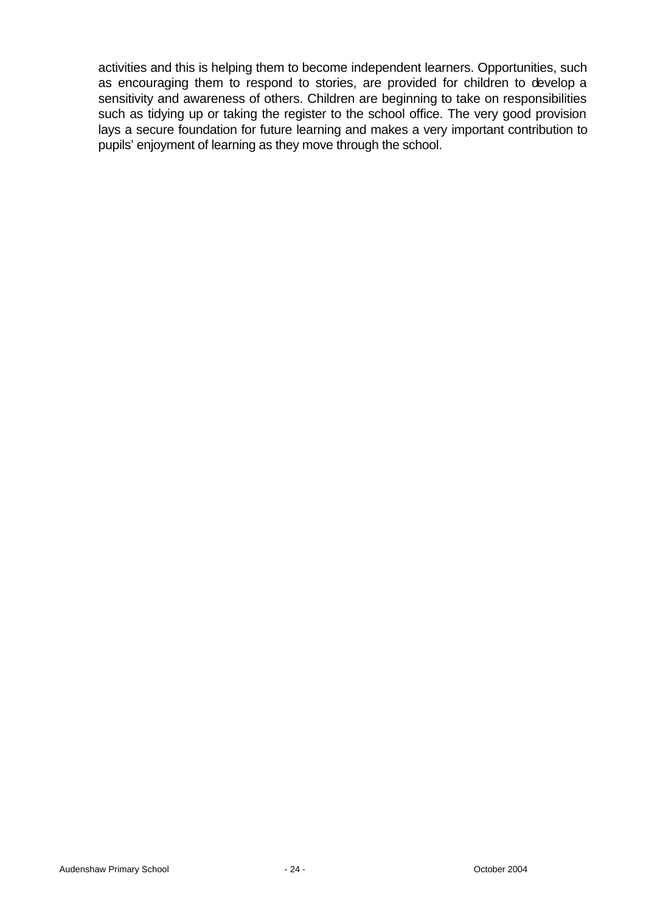activities and this is helping them to become independent learners. Opportunities, such as encouraging them to respond to stories, are provided for children to develop a sensitivity and awareness of others. Children are beginning to take on responsibilities such as tidying up or taking the register to the school office. The very good provision lays a secure foundation for future learning and makes a very important contribution to pupils' enjoyment of learning as they move through the school.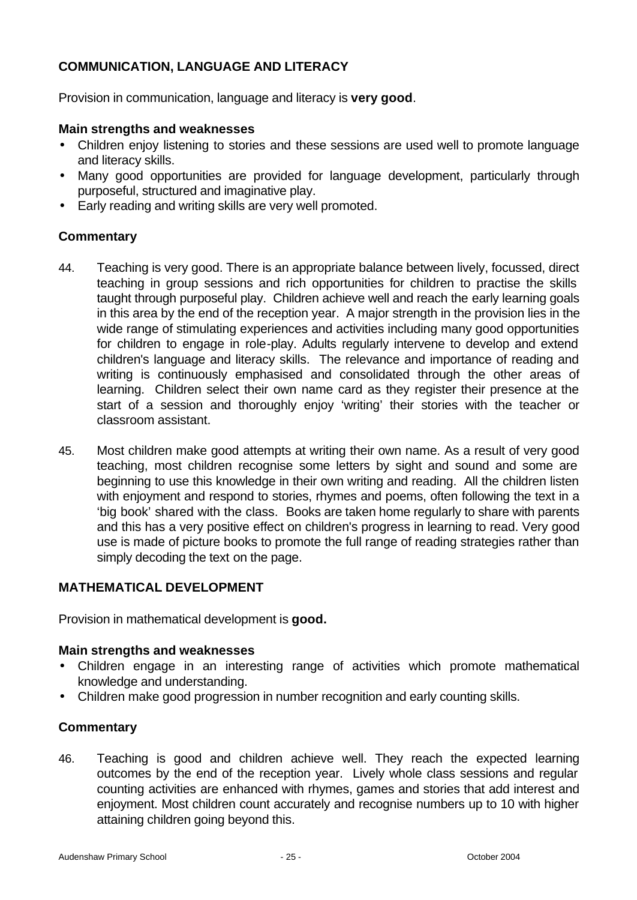## COMMUNICATION, LANGUAGE AND LITERACY

Provision in communication, language and literacy is **very good**.

### Main strengths and weaknesses

- Children enjoy listening to stories and these sessions are used well to promote language and literacy skills.
- Many good opportunities are provided for language development, particularly through purposeful, structured and imaginative play.
- Early reading and writing skills are very well promoted.

### Commentary

44. Teaching is very good. There is an appropriate balance between lively, focussed, direct teaching in group sessions and rich opportunities for children to practise the skills taught through purposeful play. Children achieve well and reach the early learning goals in this area by the end of the reception year. A major strength in the provision lies in the wide range of stimulating experiences and activities including many good opportunities for children to engage in role-play. Adults regularly intervene to develop and extend children's language and literacy skills. The relevance and importance of reading and writing is continuously emphasised and consolidated through the other areas of learning. Children select their own name card as they register their presence at the start of a session and thoroughly enjoy 'writing' their stories with the teacher or classroom assistant.

45. Most children make good attempts at writing their own name. As a result of very good teaching, most children recognise some letters by sight and sound and some are beginning to use this knowledge in their own writing and reading. All the children listen with enjoyment and respond to stories, rhymes and poems, often following the text in a 'big book' shared with the class. Books are taken home regularly to share with parents and this has a very positive effect on children's progress in learning to read. Very good use is made of picture books to promote the full range of reading strategies rather than simply decoding the text on the page.

## MATHEMATICAL DEVELOPMENT

Provision in mathematical development is **good.**

### Main strengths and weaknesses

- Children engage in an interesting range of activities which promote mathematical knowledge and understanding.
- Children make good progression in number recognition and early counting skills.

### Commentary

46. Teaching is good and children achieve well. They reach the expected learning outcomes by the end of the reception year. Lively whole class sessions and regular counting activities are enhanced with rhymes, games and stories that add interest and enjoyment. Most children count accurately and recognise numbers up to 10 with higher attaining children going beyond this.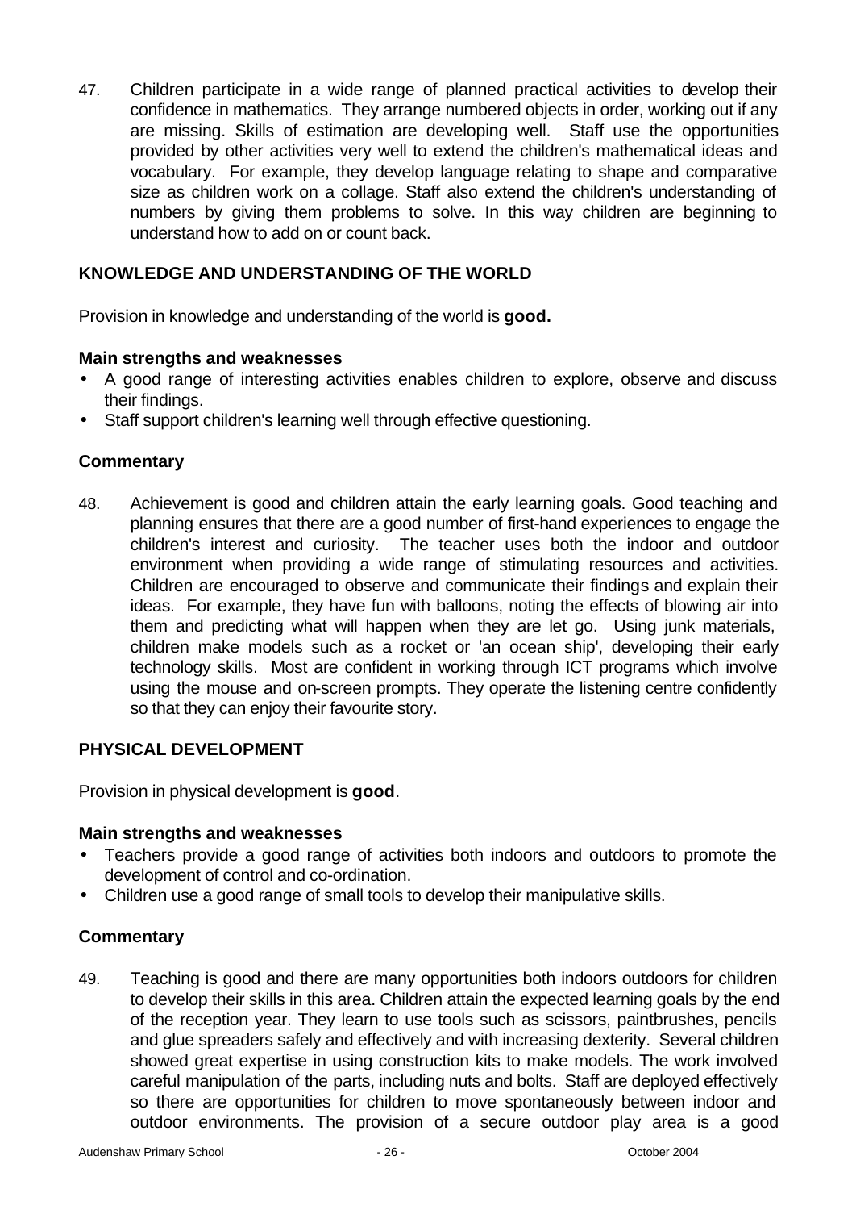47. Children participate in a wide range of planned practical activities to develop their confidence in mathematics. They arrange numbered objects in order, working out if any are missing. Skills of estimation are developing well. Staff use the opportunities provided by other activities very well to extend the children's mathematical ideas and vocabulary. For example, they develop language relating to shape and comparative size as children work on a collage. Staff also extend the children's understanding of numbers by giving them problems to solve. In this way children are beginning to understand how to add on or count back.

## KNOWLEDGE AND UNDERSTANDING OF THE WORLD

Provision in knowledge and understanding of the world is **good.**

### Main strengths and weaknesses

- A good range of interesting activities enables children to explore, observe and discuss their findings.
- Staff support children's learning well through effective questioning.

### Commentary

48. Achievement is good and children attain the early learning goals. Good teaching and planning ensures that there are a good number of first-hand experiences to engage the children's interest and curiosity. The teacher uses both the indoor and outdoor environment when providing a wide range of stimulating resources and activities. Children are encouraged to observe and communicate their findings and explain their ideas. For example, they have fun with balloons, noting the effects of blowing air into them and predicting what will happen when they are let go. Using junk materials, children make models such as a rocket or 'an ocean ship', developing their early technology skills. Most are confident in working through ICT programs which involve using the mouse and on-screen prompts. They operate the listening centre confidently so that they can enjoy their favourite story.

## PHYSICAL DEVELOPMENT

Provision in physical development is **good**.

### Main strengths and weaknesses

- Teachers provide a good range of activities both indoors and outdoors to promote the development of control and co-ordination.
- Children use a good range of small tools to develop their manipulative skills.

### Commentary

49. Teaching is good and there are many opportunities both indoors outdoors for children to develop their skills in this area. Children attain the expected learning goals by the end of the reception year. They learn to use tools such as scissors, paintbrushes, pencils and glue spreaders safely and effectively and with increasing dexterity. Several children showed great expertise in using construction kits to make models. The work involved careful manipulation of the parts, including nuts and bolts. Staff are deployed effectively so there are opportunities for children to move spontaneously between indoor and outdoor environments. The provision of a secure outdoor play area is a good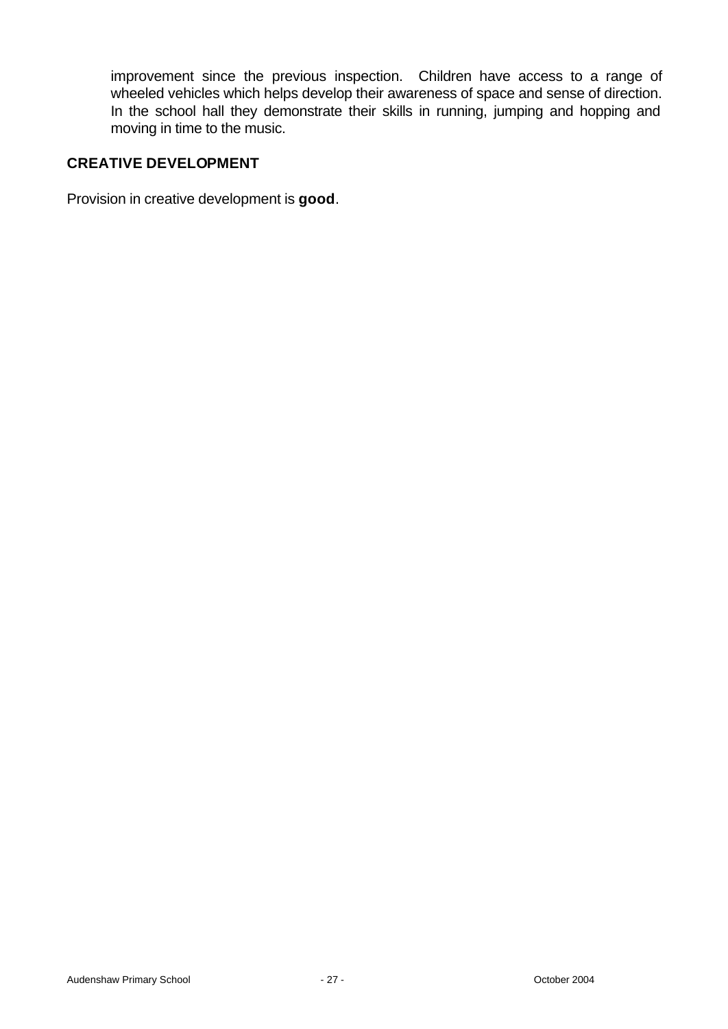improvement since the previous inspection. Children have access to a range of wheeled vehicles which helps develop their awareness of space and sense of direction. In the school hall they demonstrate their skills in running, jumping and hopping and moving in time to the music.

### CREATIVE DEVELOPMENT

Provision in creative development is **good**.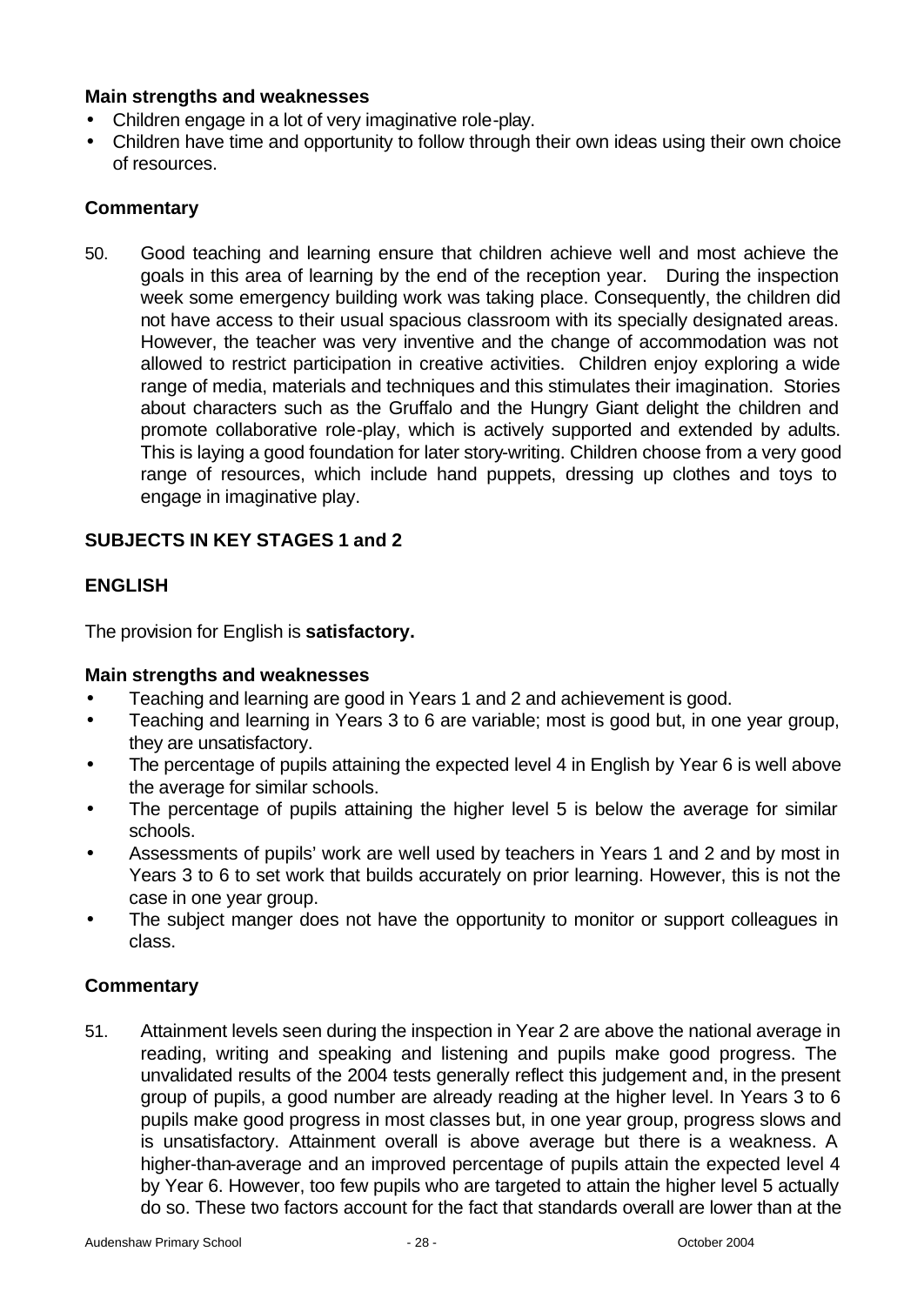### Main strengths and weaknesses

- Children engage in a lot of very imaginative role-play.
- Children have time and opportunity to follow through their own ideas using their own choice of resources.

### Commentary

50. Good teaching and learning ensure that children achieve well and most achieve the goals in this area of learning by the end of the reception year. During the inspection week some emergency building work was taking place. Consequently, the children did not have access to their usual spacious classroom with its specially designated areas. However, the teacher was very inventive and the change of accommodation was not allowed to restrict participation in creative activities. Children enjoy exploring a wide range of media, materials and techniques and this stimulates their imagination. Stories about characters such as the Gruffalo and the Hungry Giant delight the children and promote collaborative role-play, which is actively supported and extended by adults. This is laying a good foundation for later story-writing. Children choose from a very good range of resources, which include hand puppets, dressing up clothes and toys to engage in imaginative play.

## SUBJECTS IN KEY STAGES 1 and 2

## ENGLISH

The provision for English is **satisfactory.**

### Main strengths and weaknesses

- Teaching and learning are good in Years 1 and 2 and achievement is good.
- Teaching and learning in Years 3 to 6 are variable; most is good but, in one year group, they are unsatisfactory.
- The percentage of pupils attaining the expected level 4 in English by Year 6 is well above the average for similar schools.
- The percentage of pupils attaining the higher level 5 is below the average for similar schools.
- Assessments of pupils' work are well used by teachers in Years 1 and 2 and by most in Years 3 to 6 to set work that builds accurately on prior learning. However, this is not the case in one year group.
- The subject manger does not have the opportunity to monitor or support colleagues in class.

### Commentary

51. Attainment levels seen during the inspection in Year 2 are above the national average in reading, writing and speaking and listening and pupils make good progress. The unvalidated results of the 2004 tests generally reflect this judgement and, in the present group of pupils, a good number are already reading at the higher level. In Years 3 to 6 pupils make good progress in most classes but, in one year group, progress slows and is unsatisfactory. Attainment overall is above average but there is a weakness. A higher-than-average and an improved percentage of pupils attain the expected level 4 by Year 6. However, too few pupils who are targeted to attain the higher level 5 actually do so. These two factors account for the fact that standards overall are lower than at the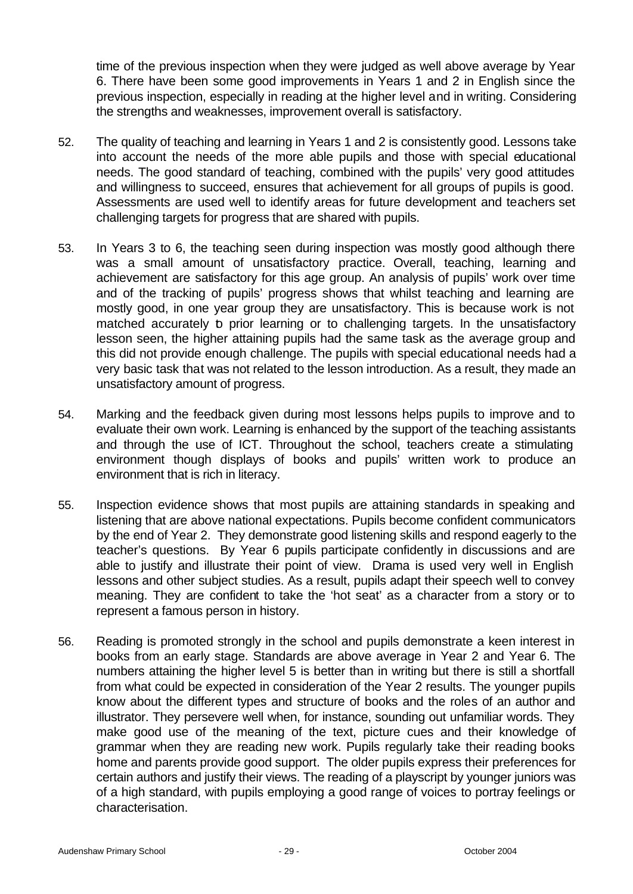time of the previous inspection when they were judged as well above average by Year 6. There have been some good improvements in Years 1 and 2 in English since the previous inspection, especially in reading at the higher level and in writing. Considering the strengths and weaknesses, improvement overall is satisfactory.

52. The quality of teaching and learning in Years 1 and 2 is consistently good. Lessons take into account the needs of the more able pupils and those with special educational needs. The good standard of teaching, combined with the pupils' very good attitudes and willingness to succeed, ensures that achievement for all groups of pupils is good. Assessments are used well to identify areas for future development and teachers set challenging targets for progress that are shared with pupils.

53. In Years 3 to 6, the teaching seen during inspection was mostly good although there was a small amount of unsatisfactory practice. Overall, teaching, learning and achievement are satisfactory for this age group. An analysis of pupils' work over time and of the tracking of pupils' progress shows that whilst teaching and learning are mostly good, in one year group they are unsatisfactory. This is because work is not matched accurately to prior learning or to challenging targets. In the unsatisfactory lesson seen, the higher attaining pupils had the same task as the average group and this did not provide enough challenge. The pupils with special educational needs had a very basic task that was not related to the lesson introduction. As a result, they made an unsatisfactory amount of progress.

54. Marking and the feedback given during most lessons helps pupils to improve and to evaluate their own work. Learning is enhanced by the support of the teaching assistants and through the use of ICT. Throughout the school, teachers create a stimulating environment though displays of books and pupils' written work to produce an environment that is rich in literacy.

55. Inspection evidence shows that most pupils are attaining standards in speaking and listening that are above national expectations. Pupils become confident communicators by the end of Year 2. They demonstrate good listening skills and respond eagerly to the teacher's questions. By Year 6 pupils participate confidently in discussions and are able to justify and illustrate their point of view. Drama is used very well in English lessons and other subject studies. As a result, pupils adapt their speech well to convey meaning. They are confident to take the 'hot seat' as a character from a story or to represent a famous person in history.

56. Reading is promoted strongly in the school and pupils demonstrate a keen interest in books from an early stage. Standards are above average in Year 2 and Year 6. The numbers attaining the higher level 5 is better than in writing but there is still a shortfall from what could be expected in consideration of the Year 2 results. The younger pupils know about the different types and structure of books and the roles of an author and illustrator. They persevere well when, for instance, sounding out unfamiliar words. They make good use of the meaning of the text, picture cues and their knowledge of grammar when they are reading new work. Pupils regularly take their reading books home and parents provide good support. The older pupils express their preferences for certain authors and justify their views. The reading of a playscript by younger juniors was of a high standard, with pupils employing a good range of voices to portray feelings or characterisation.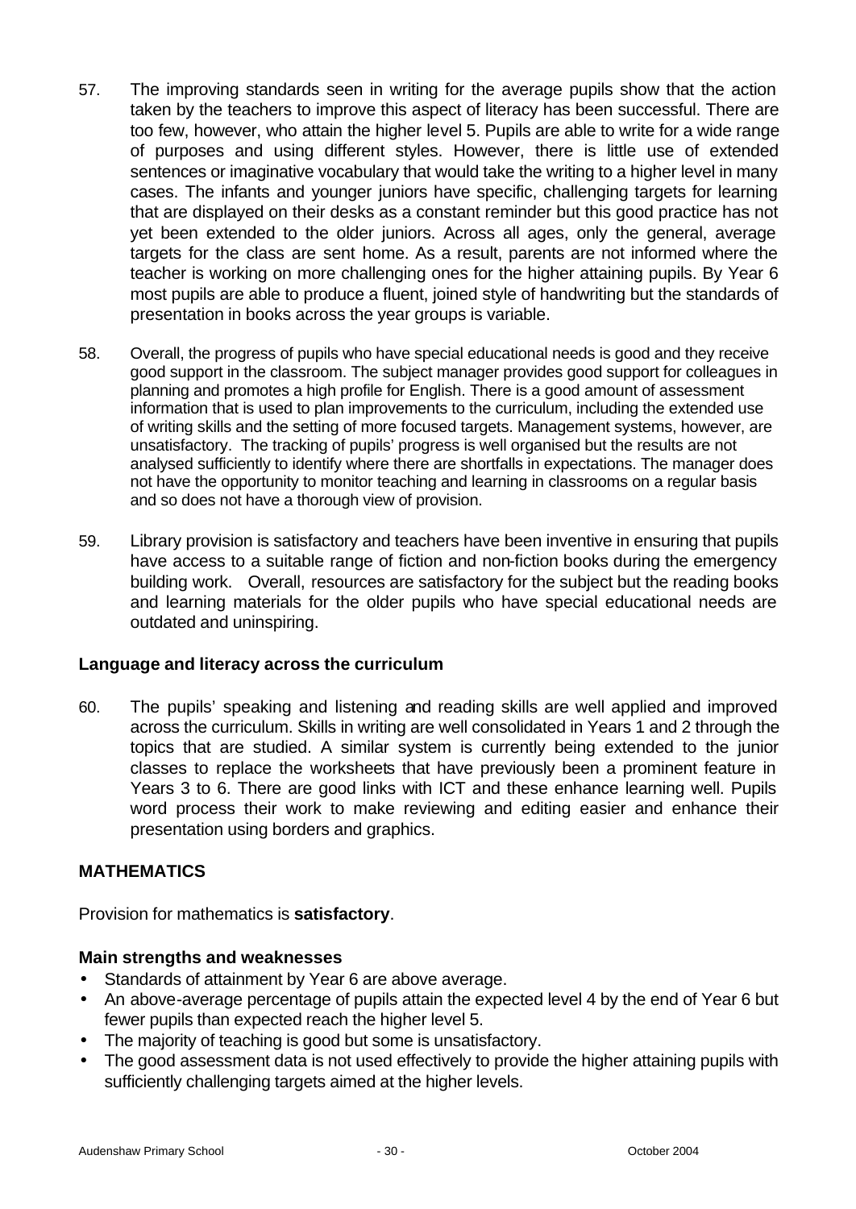57. The improving standards seen in writing for the average pupils show that the action taken by the teachers to improve this aspect of literacy has been successful. There are too few, however, who attain the higher level 5. Pupils are able to write for a wide range of purposes and using different styles. However, there is little use of extended sentences or imaginative vocabulary that would take the writing to a higher level in many cases. The infants and younger juniors have specific, challenging targets for learning that are displayed on their desks as a constant reminder but this good practice has not yet been extended to the older juniors. Across all ages, only the general, average targets for the class are sent home. As a result, parents are not informed where the teacher is working on more challenging ones for the higher attaining pupils. By Year 6 most pupils are able to produce a fluent, joined style of handwriting but the standards of presentation in books across the year groups is variable.

58. Overall, the progress of pupils who have special educational needs is good and they receive good support in the classroom. The subject manager provides good support for colleagues in planning and promotes a high profile for English. There is a good amount of assessment information that is used to plan improvements to the curriculum, including the extended use of writing skills and the setting of more focused targets. Management systems, however, are unsatisfactory. The tracking of pupils' progress is well organised but the results are not analysed sufficiently to identify where there are shortfalls in expectations. The manager does not have the opportunity to monitor teaching and learning in classrooms on a regular basis and so does not have a thorough view of provision.

59. Library provision is satisfactory and teachers have been inventive in ensuring that pupils have access to a suitable range of fiction and non-fiction books during the emergency building work. Overall, resources are satisfactory for the subject but the reading books and learning materials for the older pupils who have special educational needs are outdated and uninspiring.

### Language and literacy across the curriculum

60. The pupils' speaking and listening and reading skills are well applied and improved across the curriculum. Skills in writing are well consolidated in Years 1 and 2 through the topics that are studied. A similar system is currently being extended to the junior classes to replace the worksheets that have previously been a prominent feature in Years 3 to 6. There are good links with ICT and these enhance learning well. Pupils word process their work to make reviewing and editing easier and enhance their presentation using borders and graphics.

## MATHEMATICS

Provision for mathematics is **satisfactory**.

### Main strengths and weaknesses

- Standards of attainment by Year 6 are above average.
- An above-average percentage of pupils attain the expected level 4 by the end of Year 6 but fewer pupils than expected reach the higher level 5.
- The majority of teaching is good but some is unsatisfactory.
- The good assessment data is not used effectively to provide the higher attaining pupils with sufficiently challenging targets aimed at the higher levels.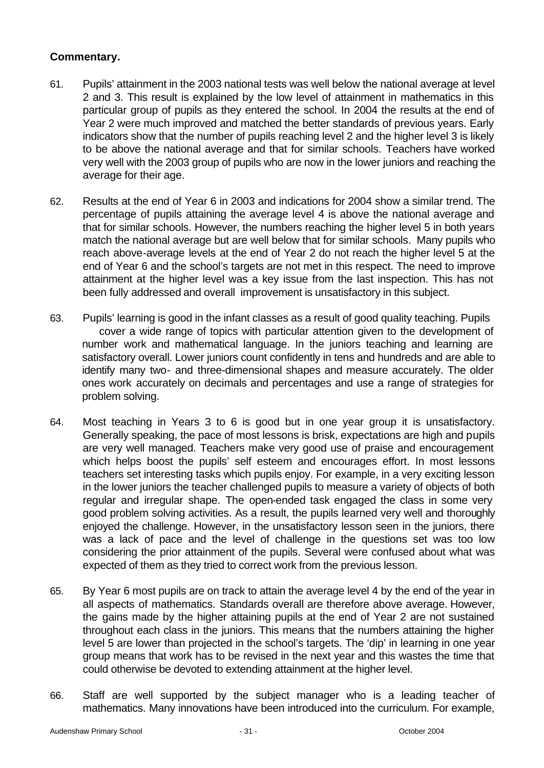**Commentary.**

61. Pupils' attainment in the 2003 national tests was well below the national average at level 2 and 3. This result is explained by the low level of attainment in mathematics in this particular group of pupils as they entered the school. In 2004 the results at the end of Year 2 were much improved and matched the better standards of previous years. Early indicators show that the number of pupils reaching level 2 and the higher level 3 is likely to be above the national average and that for similar schools. Teachers have worked very well with the 2003 group of pupils who are now in the lower juniors and reaching the average for their age.

62. Results at the end of Year 6 in 2003 and indications for 2004 show a similar trend. The percentage of pupils attaining the average level 4 is above the national average and that for similar schools. However, the numbers reaching the higher level 5 in both years match the national average but are well below that for similar schools. Many pupils who reach above-average levels at the end of Year 2 do not reach the higher level 5 at the end of Year 6 and the school's targets are not met in this respect. The need to improve attainment at the higher level was a key issue from the last inspection. This has not been fully addressed and overall improvement is unsatisfactory in this subject.

63. Pupils' learning is good in the infant classes as a result of good quality teaching. Pupils cover a wide range of topics with particular attention given to the development of number work and mathematical language. In the juniors teaching and learning are satisfactory overall. Lower juniors count confidently in tens and hundreds and are able to identify many two- and three-dimensional shapes and measure accurately. The older ones work accurately on decimals and percentages and use a range of strategies for problem solving.

64. Most teaching in Years 3 to 6 is good but in one year group it is unsatisfactory. Generally speaking, the pace of most lessons is brisk, expectations are high and pupils are very well managed. Teachers make very good use of praise and encouragement which helps boost the pupils' self esteem and encourages effort. In most lessons teachers set interesting tasks which pupils enjoy. For example, in a very exciting lesson in the lower juniors the teacher challenged pupils to measure a variety of objects of both regular and irregular shape. The open-ended task engaged the class in some very good problem solving activities. As a result, the pupils learned very well and thoroughly enjoyed the challenge. However, in the unsatisfactory lesson seen in the juniors, there was a lack of pace and the level of challenge in the questions set was too low considering the prior attainment of the pupils. Several were confused about what was expected of them as they tried to correct work from the previous lesson.

65. By Year 6 most pupils are on track to attain the average level 4 by the end of the year in all aspects of mathematics. Standards overall are therefore above average. However, the gains made by the higher attaining pupils at the end of Year 2 are not sustained throughout each class in the juniors. This means that the numbers attaining the higher level 5 are lower than projected in the school's targets. The 'dip' in learning in one year group means that work has to be revised in the next year and this wastes the time that could otherwise be devoted to extending attainment at the higher level.

66. Staff are well supported by the subject manager who is a leading teacher of mathematics. Many innovations have been introduced into the curriculum. For example,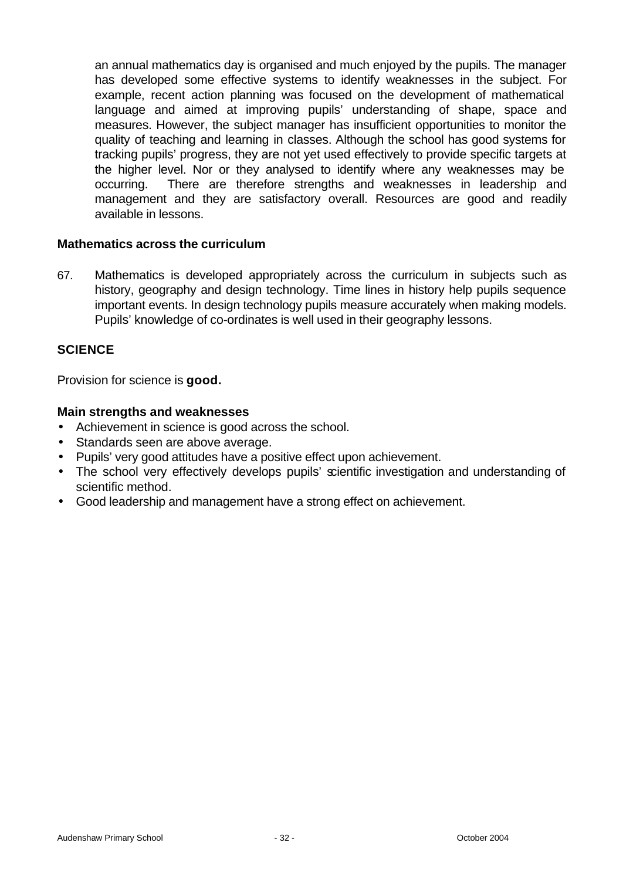an annual mathematics day is organised and much enjoyed by the pupils. The manager has developed some effective systems to identify weaknesses in the subject. For example, recent action planning was focused on the development of mathematical language and aimed at improving pupils' understanding of shape, space and measures. However, the subject manager has insufficient opportunities to monitor the quality of teaching and learning in classes. Although the school has good systems for tracking pupils' progress, they are not yet used effectively to provide specific targets at the higher level. Nor or they analysed to identify where any weaknesses may be occurring. There are therefore strengths and weaknesses in leadership and management and they are satisfactory overall. Resources are good and readily available in lessons.

### Mathematics across the curriculum

67. Mathematics is developed appropriately across the curriculum in subjects such as history, geography and design technology. Time lines in history help pupils sequence important events. In design technology pupils measure accurately when making models. Pupils' knowledge of co-ordinates is well used in their geography lessons.

## SCIENCE

Provision for science is **good.**

### Main strengths and weaknesses

- Achievement in science is good across the school.
- Standards seen are above average.
- Pupils' very good attitudes have a positive effect upon achievement.
- The school very effectively develops pupils' scientific investigation and understanding of scientific method.
- Good leadership and management have a strong effect on achievement.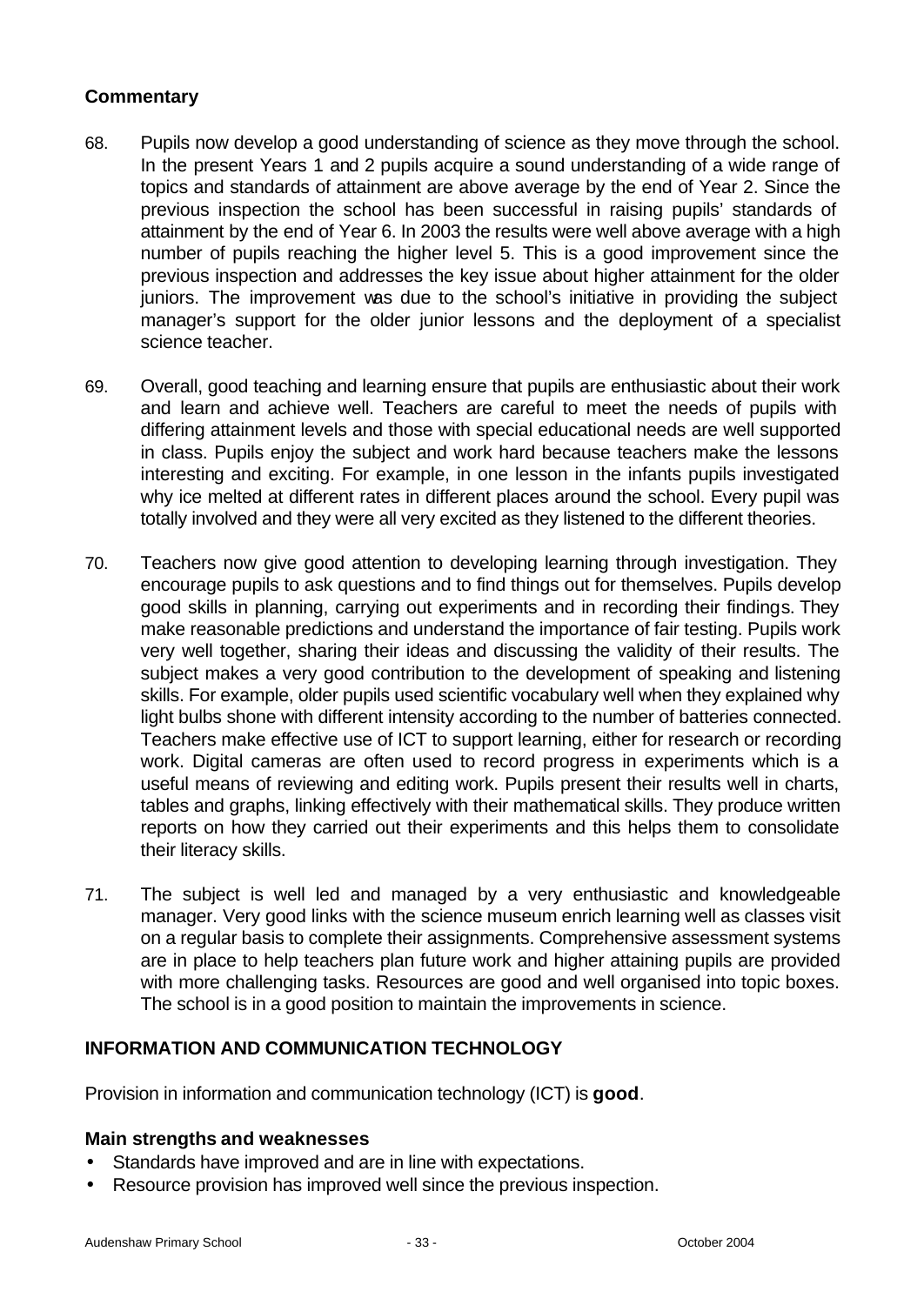### Commentary

68. Pupils now develop a good understanding of science as they move through the school. In the present Years 1 and 2 pupils acquire a sound understanding of a wide range of topics and standards of attainment are above average by the end of Year 2. Since the previous inspection the school has been successful in raising pupils' standards of attainment by the end of Year 6. In 2003 the results were well above average with a high number of pupils reaching the higher level 5. This is a good improvement since the previous inspection and addresses the key issue about higher attainment for the older juniors. The improvement was due to the school's initiative in providing the subject manager's support for the older junior lessons and the deployment of a specialist science teacher.

69. Overall, good teaching and learning ensure that pupils are enthusiastic about their work and learn and achieve well. Teachers are careful to meet the needs of pupils with differing attainment levels and those with special educational needs are well supported in class. Pupils enjoy the subject and work hard because teachers make the lessons interesting and exciting. For example, in one lesson in the infants pupils investigated why ice melted at different rates in different places around the school. Every pupil was totally involved and they were all very excited as they listened to the different theories.

70. Teachers now give good attention to developing learning through investigation. They encourage pupils to ask questions and to find things out for themselves. Pupils develop good skills in planning, carrying out experiments and in recording their findings. They make reasonable predictions and understand the importance of fair testing. Pupils work very well together, sharing their ideas and discussing the validity of their results. The subject makes a very good contribution to the development of speaking and listening skills. For example, older pupils used scientific vocabulary well when they explained why light bulbs shone with different intensity according to the number of batteries connected. Teachers make effective use of ICT to support learning, either for research or recording work. Digital cameras are often used to record progress in experiments which is a useful means of reviewing and editing work. Pupils present their results well in charts, tables and graphs, linking effectively with their mathematical skills. They produce written reports on how they carried out their experiments and this helps them to consolidate their literacy skills.

71. The subject is well led and managed by a very enthusiastic and knowledgeable manager. Very good links with the science museum enrich learning well as classes visit on a regular basis to complete their assignments. Comprehensive assessment systems are in place to help teachers plan future work and higher attaining pupils are provided with more challenging tasks. Resources are good and well organised into topic boxes. The school is in a good position to maintain the improvements in science.

## INFORMATION AND COMMUNICATION TECHNOLOGY

Provision in information and communication technology (ICT) is **good**.

### Main strengths and weaknesses

- Standards have improved and are in line with expectations.
- Resource provision has improved well since the previous inspection.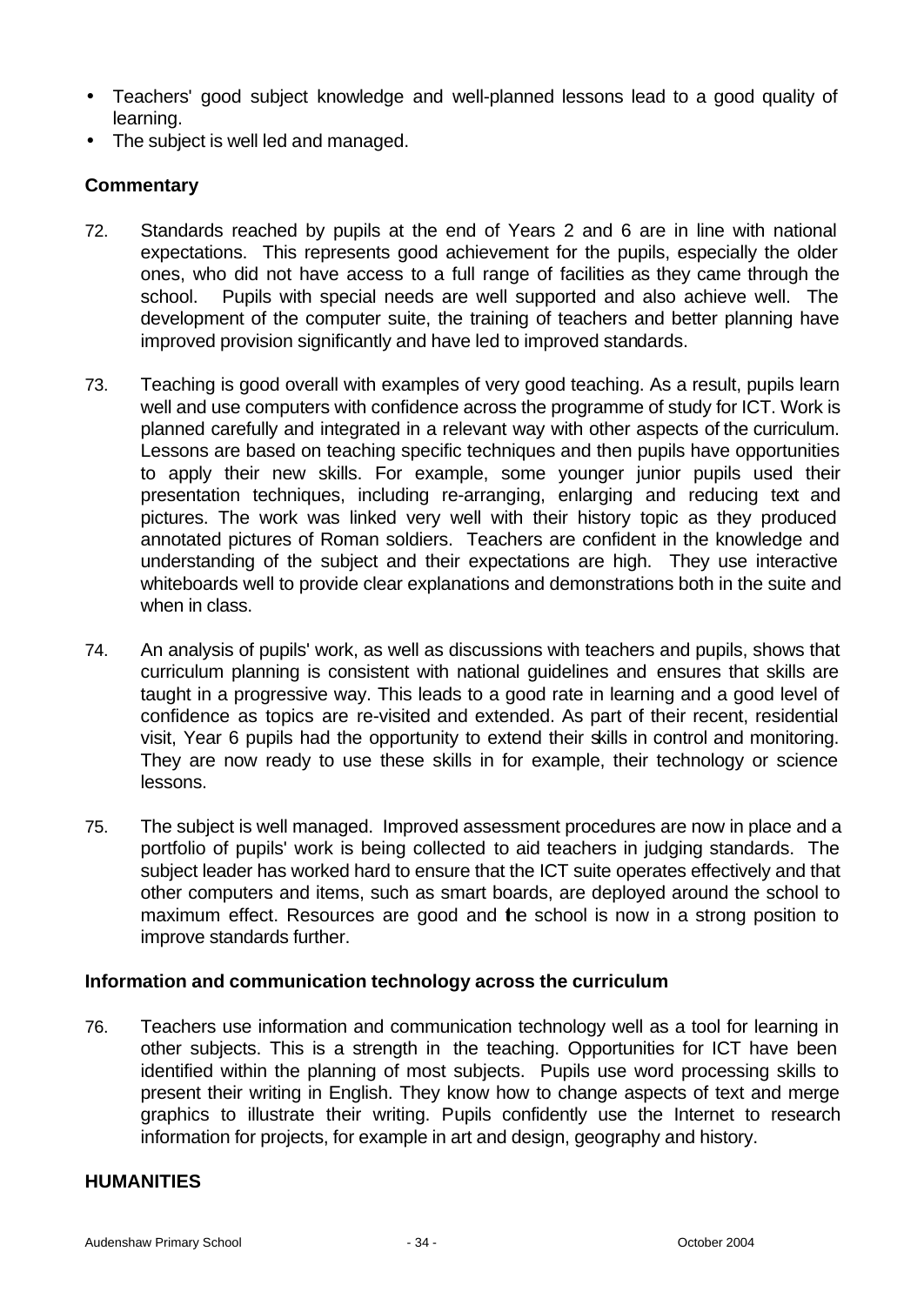- Teachers' good subject knowledge and well-planned lessons lead to a good quality of learning.
- The subject is well led and managed.

### Commentary

72. Standards reached by pupils at the end of Years 2 and 6 are in line with national expectations. This represents good achievement for the pupils, especially the older ones, who did not have access to a full range of facilities as they came through the school. Pupils with special needs are well supported and also achieve well. The development of the computer suite, the training of teachers and better planning have improved provision significantly and have led to improved standards.

73. Teaching is good overall with examples of very good teaching. As a result, pupils learn well and use computers with confidence across the programme of study for ICT. Work is planned carefully and integrated in a relevant way with other aspects of the curriculum. Lessons are based on teaching specific techniques and then pupils have opportunities to apply their new skills. For example, some younger junior pupils used their presentation techniques, including re-arranging, enlarging and reducing text and pictures. The work was linked very well with their history topic as they produced annotated pictures of Roman soldiers. Teachers are confident in the knowledge and understanding of the subject and their expectations are high. They use interactive whiteboards well to provide clear explanations and demonstrations both in the suite and when in class.

74. An analysis of pupils' work, as well as discussions with teachers and pupils, shows that curriculum planning is consistent with national guidelines and ensures that skills are taught in a progressive way. This leads to a good rate in learning and a good level of confidence as topics are re-visited and extended. As part of their recent, residential visit, Year 6 pupils had the opportunity to extend their skills in control and monitoring. They are now ready to use these skills in for example, their technology or science lessons.

75. The subject is well managed. Improved assessment procedures are now in place and a portfolio of pupils' work is being collected to aid teachers in judging standards. The subject leader has worked hard to ensure that the ICT suite operates effectively and that other computers and items, such as smart boards, are deployed around the school to maximum effect. Resources are good and the school is now in a strong position to improve standards further.

### Information and communication technology across the curriculum

76. Teachers use information and communication technology well as a tool for learning in other subjects. This is a strength in the teaching. Opportunities for ICT have been identified within the planning of most subjects. Pupils use word processing skills to present their writing in English. They know how to change aspects of text and merge graphics to illustrate their writing. Pupils confidently use the Internet to research information for projects, for example in art and design, geography and history.

## HUMANITIES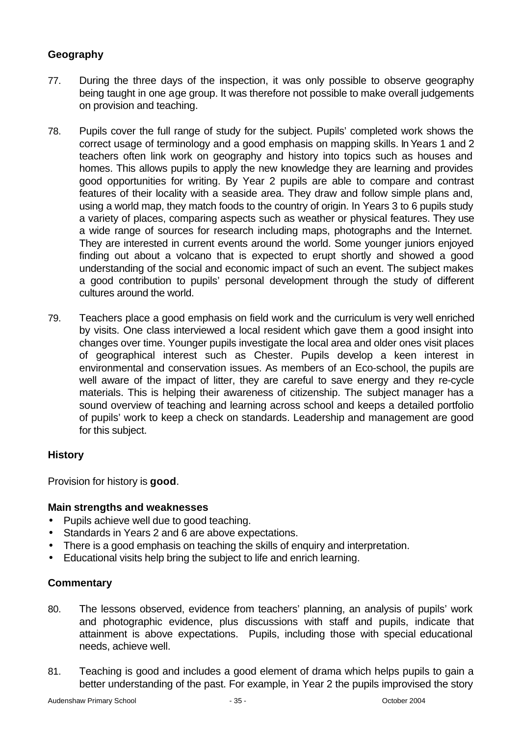### Geography

77. During the three days of the inspection, it was only possible to observe geography being taught in one age group. It was therefore not possible to make overall judgements on provision and teaching.

78. Pupils cover the full range of study for the subject. Pupils' completed work shows the correct usage of terminology and a good emphasis on mapping skills. In Years 1 and 2 teachers often link work on geography and history into topics such as houses and homes. This allows pupils to apply the new knowledge they are learning and provides good opportunities for writing. By Year 2 pupils are able to compare and contrast features of their locality with a seaside area. They draw and follow simple plans and, using a world map, they match foods to the country of origin. In Years 3 to 6 pupils study a variety of places, comparing aspects such as weather or physical features. They use a wide range of sources for research including maps, photographs and the Internet. They are interested in current events around the world. Some younger juniors enjoyed finding out about a volcano that is expected to erupt shortly and showed a good understanding of the social and economic impact of such an event. The subject makes a good contribution to pupils' personal development through the study of different cultures around the world.

79. Teachers place a good emphasis on field work and the curriculum is very well enriched by visits. One class interviewed a local resident which gave them a good insight into changes over time. Younger pupils investigate the local area and older ones visit places of geographical interest such as Chester. Pupils develop a keen interest in environmental and conservation issues. As members of an Eco-school, the pupils are well aware of the impact of litter, they are careful to save energy and they re-cycle materials. This is helping their awareness of citizenship. The subject manager has a sound overview of teaching and learning across school and keeps a detailed portfolio of pupils' work to keep a check on standards. Leadership and management are good for this subject.

### History

Provision for history is **good**.

#### Main strengths and weaknesses

- Pupils achieve well due to good teaching.
- Standards in Years 2 and 6 are above expectations.
- There is a good emphasis on teaching the skills of enquiry and interpretation.
- Educational visits help bring the subject to life and enrich learning.

#### Commentary

80. The lessons observed, evidence from teachers' planning, an analysis of pupils' work and photographic evidence, plus discussions with staff and pupils, indicate that attainment is above expectations. Pupils, including those with special educational needs, achieve well.

81. Teaching is good and includes a good element of drama which helps pupils to gain a better understanding of the past. For example, in Year 2 the pupils improvised the story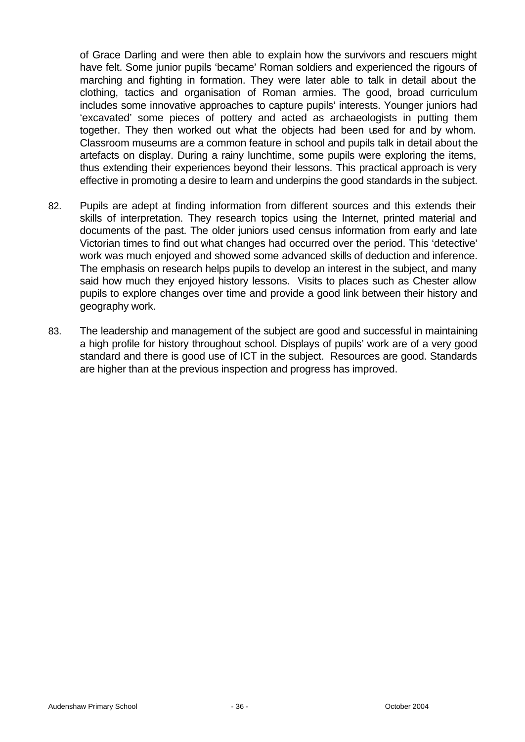of Grace Darling and were then able to explain how the survivors and rescuers might have felt. Some junior pupils 'became' Roman soldiers and experienced the rigours of marching and fighting in formation. They were later able to talk in detail about the clothing, tactics and organisation of Roman armies. The good, broad curriculum includes some innovative approaches to capture pupils' interests. Younger juniors had 'excavated' some pieces of pottery and acted as archaeologists in putting them together. They then worked out what the objects had been used for and by whom. Classroom museums are a common feature in school and pupils talk in detail about the artefacts on display. During a rainy lunchtime, some pupils were exploring the items, thus extending their experiences beyond their lessons. This practical approach is very effective in promoting a desire to learn and underpins the good standards in the subject.

82. Pupils are adept at finding information from different sources and this extends their skills of interpretation. They research topics using the Internet, printed material and documents of the past. The older juniors used census information from early and late Victorian times to find out what changes had occurred over the period. This 'detective' work was much enjoyed and showed some advanced skills of deduction and inference. The emphasis on research helps pupils to develop an interest in the subject, and many said how much they enjoyed history lessons. Visits to places such as Chester allow pupils to explore changes over time and provide a good link between their history and geography work.

83. The leadership and management of the subject are good and successful in maintaining a high profile for history throughout school. Displays of pupils' work are of a very good standard and there is good use of ICT in the subject. Resources are good. Standards are higher than at the previous inspection and progress has improved.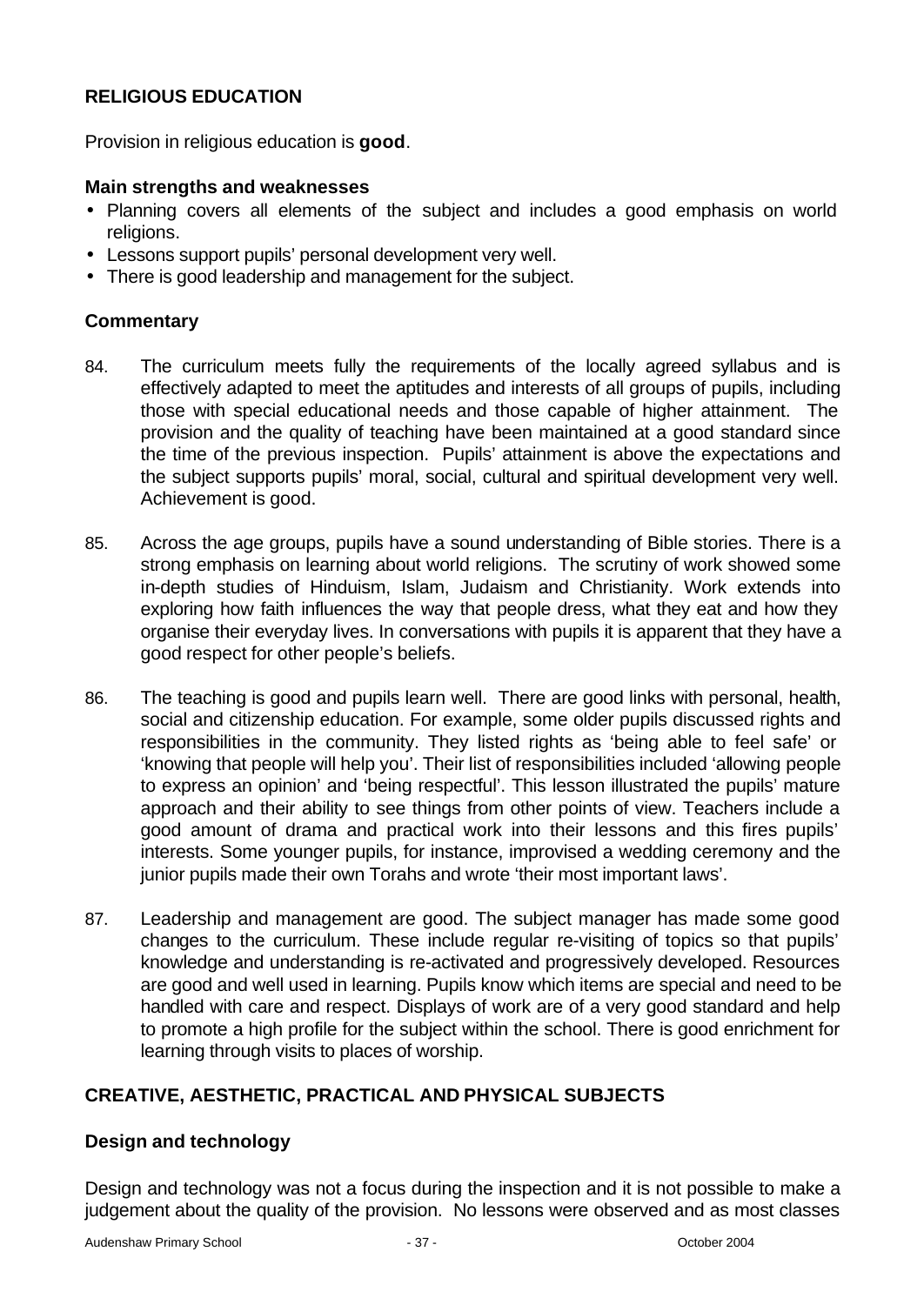## RELIGIOUS EDUCATION

Provision in religious education is **good**.

### Main strengths and weaknesses

- Planning covers all elements of the subject and includes a good emphasis on world religions.
- Lessons support pupils' personal development very well.
- There is good leadership and management for the subject.

### Commentary

84. The curriculum meets fully the requirements of the locally agreed syllabus and is effectively adapted to meet the aptitudes and interests of all groups of pupils, including those with special educational needs and those capable of higher attainment. The provision and the quality of teaching have been maintained at a good standard since the time of the previous inspection. Pupils' attainment is above the expectations and the subject supports pupils' moral, social, cultural and spiritual development very well. Achievement is good.

85. Across the age groups, pupils have a sound understanding of Bible stories. There is a strong emphasis on learning about world religions. The scrutiny of work showed some in-depth studies of Hinduism, Islam, Judaism and Christianity. Work extends into exploring how faith influences the way that people dress, what they eat and how they organise their everyday lives. In conversations with pupils it is apparent that they have a good respect for other people's beliefs.

86. The teaching is good and pupils learn well. There are good links with personal, health, social and citizenship education. For example, some older pupils discussed rights and responsibilities in the community. They listed rights as 'being able to feel safe' or 'knowing that people will help you'. Their list of responsibilities included 'allowing people to express an opinion' and 'being respectful'. This lesson illustrated the pupils' mature approach and their ability to see things from other points of view. Teachers include a good amount of drama and practical work into their lessons and this fires pupils' interests. Some younger pupils, for instance, improvised a wedding ceremony and the junior pupils made their own Torahs and wrote 'their most important laws'.

87. Leadership and management are good. The subject manager has made some good changes to the curriculum. These include regular re-visiting of topics so that pupils' knowledge and understanding is re-activated and progressively developed. Resources are good and well used in learning. Pupils know which items are special and need to be handled with care and respect. Displays of work are of a very good standard and help to promote a high profile for the subject within the school. There is good enrichment for learning through visits to places of worship.

## CREATIVE, AESTHETIC, PRACTICAL AND PHYSICAL SUBJECTS

### Design and technology

Design and technology was not a focus during the inspection and it is not possible to make a judgement about the quality of the provision. No lessons were observed and as most classes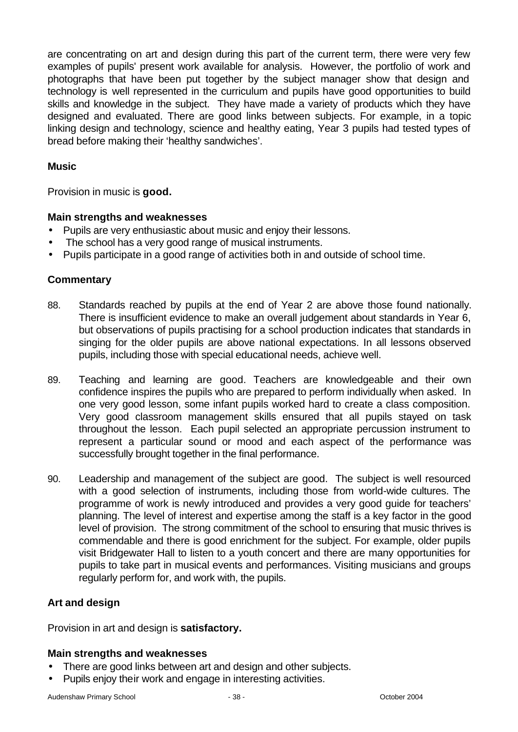are concentrating on art and design during this part of the current term, there were very few examples of pupils' present work available for analysis. However, the portfolio of work and photographs that have been put together by the subject manager show that design and technology is well represented in the curriculum and pupils have good opportunities to build skills and knowledge in the subject. They have made a variety of products which they have designed and evaluated. There are good links between subjects. For example, in a topic linking design and technology, science and healthy eating, Year 3 pupils had tested types of bread before making their 'healthy sandwiches'.

### Music

Provision in music is **good.**

#### Main strengths and weaknesses

- Pupils are very enthusiastic about music and enjoy their lessons.
- The school has a very good range of musical instruments.
- Pupils participate in a good range of activities both in and outside of school time.

#### Commentary

88. Standards reached by pupils at the end of Year 2 are above those found nationally. There is insufficient evidence to make an overall judgement about standards in Year 6, but observations of pupils practising for a school production indicates that standards in singing for the older pupils are above national expectations. In all lessons observed pupils, including those with special educational needs, achieve well.

89. Teaching and learning are good. Teachers are knowledgeable and their own confidence inspires the pupils who are prepared to perform individually when asked. In one very good lesson, some infant pupils worked hard to create a class composition. Very good classroom management skills ensured that all pupils stayed on task throughout the lesson. Each pupil selected an appropriate percussion instrument to represent a particular sound or mood and each aspect of the performance was successfully brought together in the final performance.

90. Leadership and management of the subject are good. The subject is well resourced with a good selection of instruments, including those from world-wide cultures. The programme of work is newly introduced and provides a very good guide for teachers' planning. The level of interest and expertise among the staff is a key factor in the good level of provision. The strong commitment of the school to ensuring that music thrives is commendable and there is good enrichment for the subject. For example, older pupils visit Bridgewater Hall to listen to a youth concert and there are many opportunities for pupils to take part in musical events and performances. Visiting musicians and groups regularly perform for, and work with, the pupils.

### Art and design

Provision in art and design is **satisfactory.**

#### Main strengths and weaknesses

- There are good links between art and design and other subjects.
- Pupils enjoy their work and engage in interesting activities.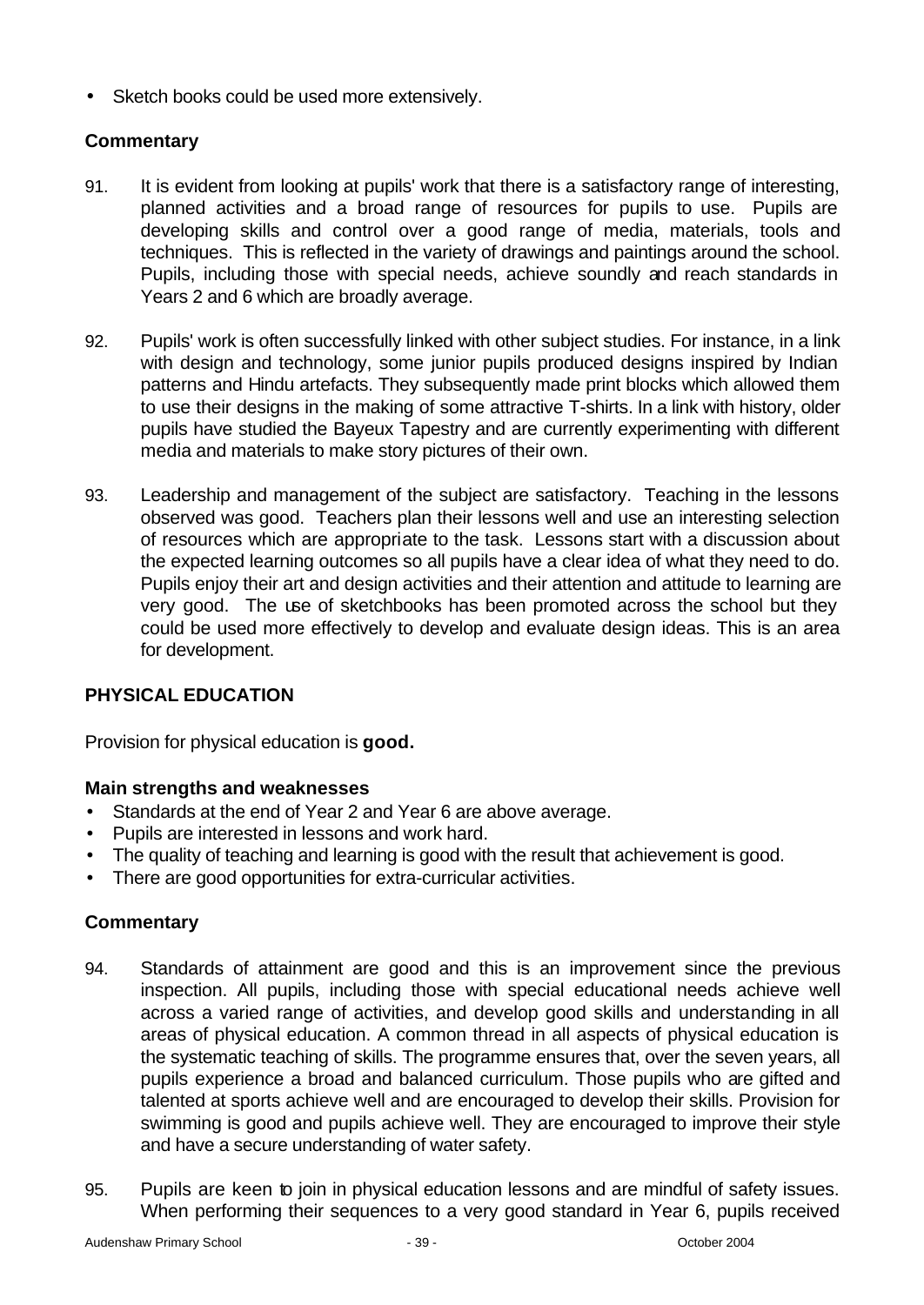- Sketch books could be used more extensively.

### Commentary

91. It is evident from looking at pupils' work that there is a satisfactory range of interesting, planned activities and a broad range of resources for pupils to use. Pupils are developing skills and control over a good range of media, materials, tools and techniques. This is reflected in the variety of drawings and paintings around the school. Pupils, including those with special needs, achieve soundly and reach standards in Years 2 and 6 which are broadly average.

92. Pupils' work is often successfully linked with other subject studies. For instance, in a link with design and technology, some junior pupils produced designs inspired by Indian patterns and Hindu artefacts. They subsequently made print blocks which allowed them to use their designs in the making of some attractive T-shirts. In a link with history, older pupils have studied the Bayeux Tapestry and are currently experimenting with different media and materials to make story pictures of their own.

93. Leadership and management of the subject are satisfactory. Teaching in the lessons observed was good. Teachers plan their lessons well and use an interesting selection of resources which are appropriate to the task. Lessons start with a discussion about the expected learning outcomes so all pupils have a clear idea of what they need to do. Pupils enjoy their art and design activities and their attention and attitude to learning are very good. The use of sketchbooks has been promoted across the school but they could be used more effectively to develop and evaluate design ideas. This is an area for development.

## PHYSICAL EDUCATION

Provision for physical education is **good.**

### Main strengths and weaknesses

- Standards at the end of Year 2 and Year 6 are above average.
- Pupils are interested in lessons and work hard.
- The quality of teaching and learning is good with the result that achievement is good.
- There are good opportunities for extra-curricular activities.

### Commentary

94. Standards of attainment are good and this is an improvement since the previous inspection. All pupils, including those with special educational needs achieve well across a varied range of activities, and develop good skills and understanding in all areas of physical education. A common thread in all aspects of physical education is the systematic teaching of skills. The programme ensures that, over the seven years, all pupils experience a broad and balanced curriculum. Those pupils who are gifted and talented at sports achieve well and are encouraged to develop their skills. Provision for swimming is good and pupils achieve well. They are encouraged to improve their style and have a secure understanding of water safety.

95. Pupils are keen to join in physical education lessons and are mindful of safety issues. When performing their sequences to a very good standard in Year 6, pupils received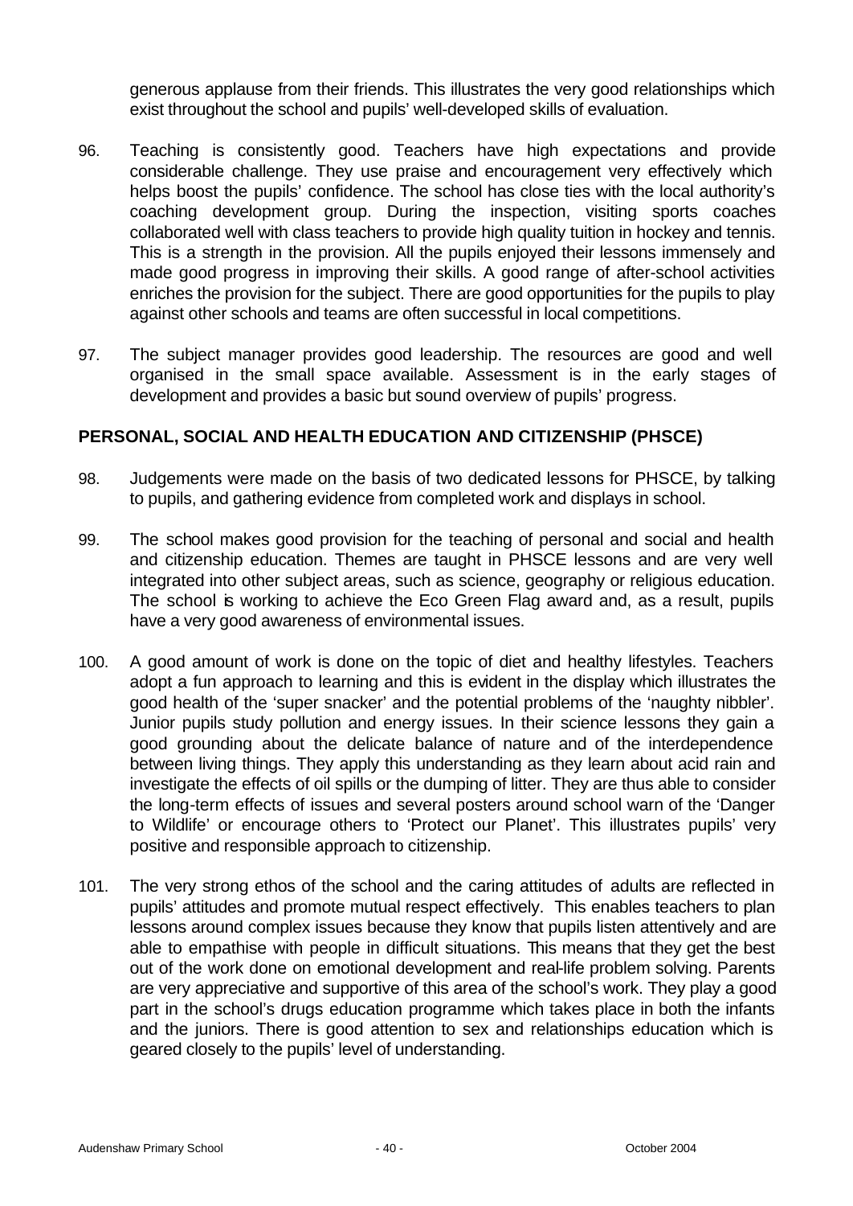generous applause from their friends. This illustrates the very good relationships which exist throughout the school and pupils' well-developed skills of evaluation.

96. Teaching is consistently good. Teachers have high expectations and provide considerable challenge. They use praise and encouragement very effectively which helps boost the pupils' confidence. The school has close ties with the local authority's coaching development group. During the inspection, visiting sports coaches collaborated well with class teachers to provide high quality tuition in hockey and tennis. This is a strength in the provision. All the pupils enjoyed their lessons immensely and made good progress in improving their skills. A good range of after-school activities enriches the provision for the subject. There are good opportunities for the pupils to play against other schools and teams are often successful in local competitions.

97. The subject manager provides good leadership. The resources are good and well organised in the small space available. Assessment is in the early stages of development and provides a basic but sound overview of pupils' progress.

## PERSONAL, SOCIAL AND HEALTH EDUCATION AND CITIZENSHIP (PHSCE)

98. Judgements were made on the basis of two dedicated lessons for PHSCE, by talking to pupils, and gathering evidence from completed work and displays in school.

99. The school makes good provision for the teaching of personal and social and health and citizenship education. Themes are taught in PHSCE lessons and are very well integrated into other subject areas, such as science, geography or religious education. The school is working to achieve the Eco Green Flag award and, as a result, pupils have a very good awareness of environmental issues.

100. A good amount of work is done on the topic of diet and healthy lifestyles. Teachers adopt a fun approach to learning and this is evident in the display which illustrates the good health of the 'super snacker' and the potential problems of the 'naughty nibbler'. Junior pupils study pollution and energy issues. In their science lessons they gain a good grounding about the delicate balance of nature and of the interdependence between living things. They apply this understanding as they learn about acid rain and investigate the effects of oil spills or the dumping of litter. They are thus able to consider the long-term effects of issues and several posters around school warn of the 'Danger to Wildlife' or encourage others to 'Protect our Planet'. This illustrates pupils' very positive and responsible approach to citizenship.

101. The very strong ethos of the school and the caring attitudes of adults are reflected in pupils' attitudes and promote mutual respect effectively. This enables teachers to plan lessons around complex issues because they know that pupils listen attentively and are able to empathise with people in difficult situations. This means that they get the best out of the work done on emotional development and real-life problem solving. Parents are very appreciative and supportive of this area of the school's work. They play a good part in the school's drugs education programme which takes place in both the infants and the juniors. There is good attention to sex and relationships education which is geared closely to the pupils' level of understanding.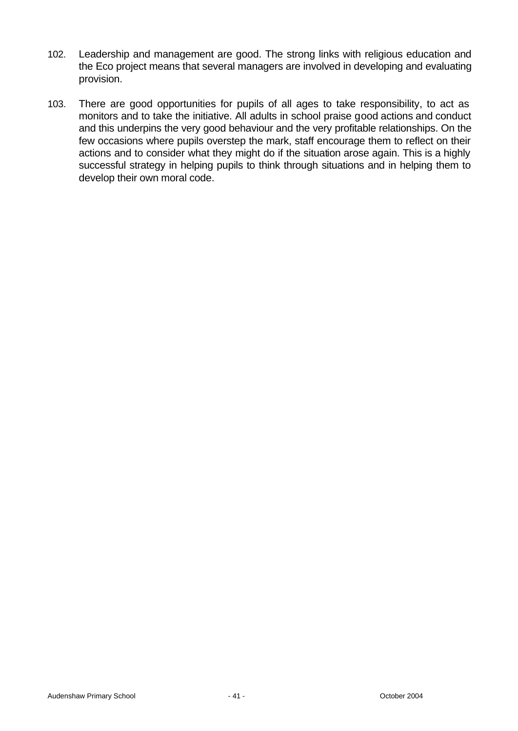102. Leadership and management are good. The strong links with religious education and the Eco project means that several managers are involved in developing and evaluating provision.

103. There are good opportunities for pupils of all ages to take responsibility, to act as monitors and to take the initiative. All adults in school praise good actions and conduct and this underpins the very good behaviour and the very profitable relationships. On the few occasions where pupils overstep the mark, staff encourage them to reflect on their actions and to consider what they might do if the situation arose again. This is a highly successful strategy in helping pupils to think through situations and in helping them to develop their own moral code.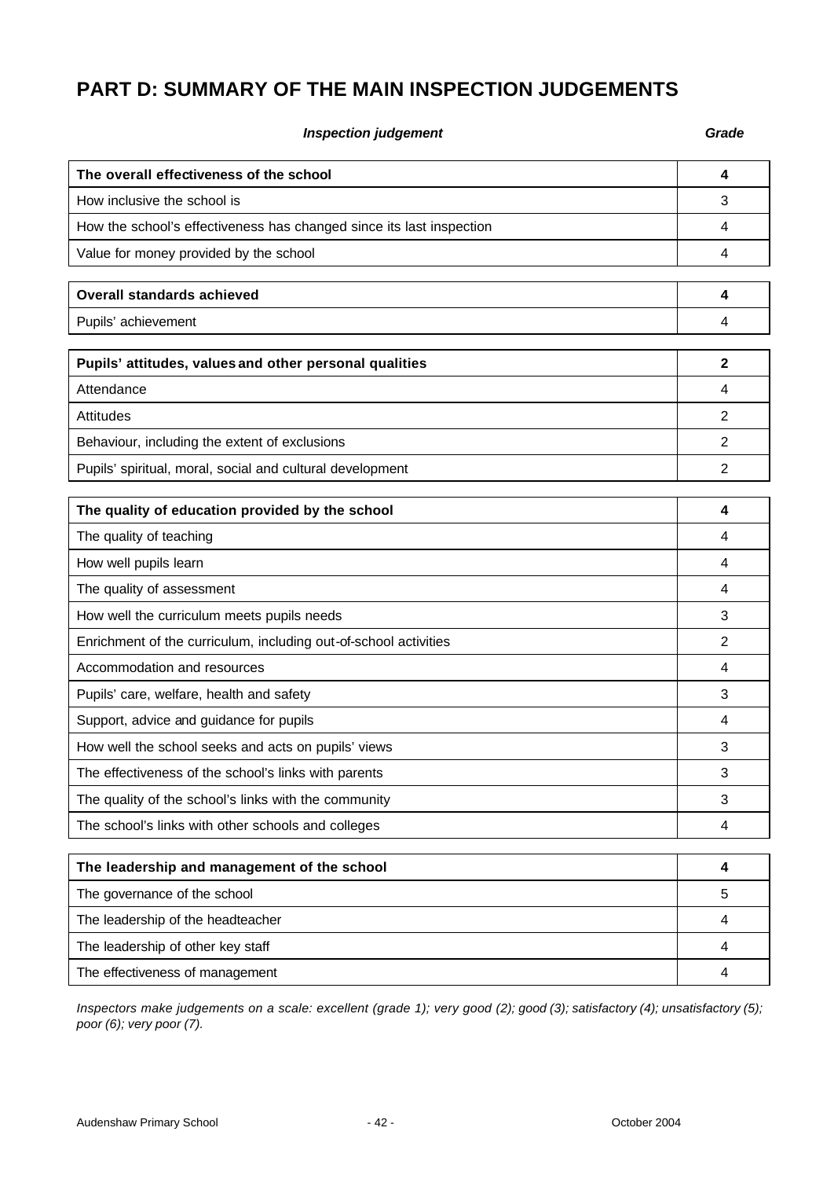# PART D: SUMMARY OF THE MAIN INSPECTION JUDGEMENTS

| *Inspection judgement* | *Grade* |
|---|---|
| **The overall effectiveness of the school** | **4** |
| How inclusive the school is | 3 |
| How the school's effectiveness has changed since its last inspection | 4 |
| Value for money provided by the school | 4 |
| **Overall standards achieved** | **4** |
| Pupils' achievement | 4 |
| **Pupils' attitudes, values and other personal qualities** | **2** |
| Attendance | 4 |
| Attitudes | 2 |
| Behaviour, including the extent of exclusions | 2 |
| Pupils' spiritual, moral, social and cultural development | 2 |
| **The quality of education provided by the school** | **4** |
| The quality of teaching | 4 |
| How well pupils learn | 4 |
| The quality of assessment | 4 |
| How well the curriculum meets pupils needs | 3 |
| Enrichment of the curriculum, including out-of-school activities | 2 |
| Accommodation and resources | 4 |
| Pupils' care, welfare, health and safety | 3 |
| Support, advice and guidance for pupils | 4 |
| How well the school seeks and acts on pupils' views | 3 |
| The effectiveness of the school's links with parents | 3 |
| The quality of the school's links with the community | 3 |
| The school's links with other schools and colleges | 4 |
| **The leadership and management of the school** | **4** |
| The governance of the school | 5 |
| The leadership of the headteacher | 4 |
| The leadership of other key staff | 4 |
| The effectiveness of management | 4 |

*Inspectors make judgements on a scale: excellent (grade 1); very good (2); good (3); satisfactory (4); unsatisfactory (5); poor (6); very poor (7).*